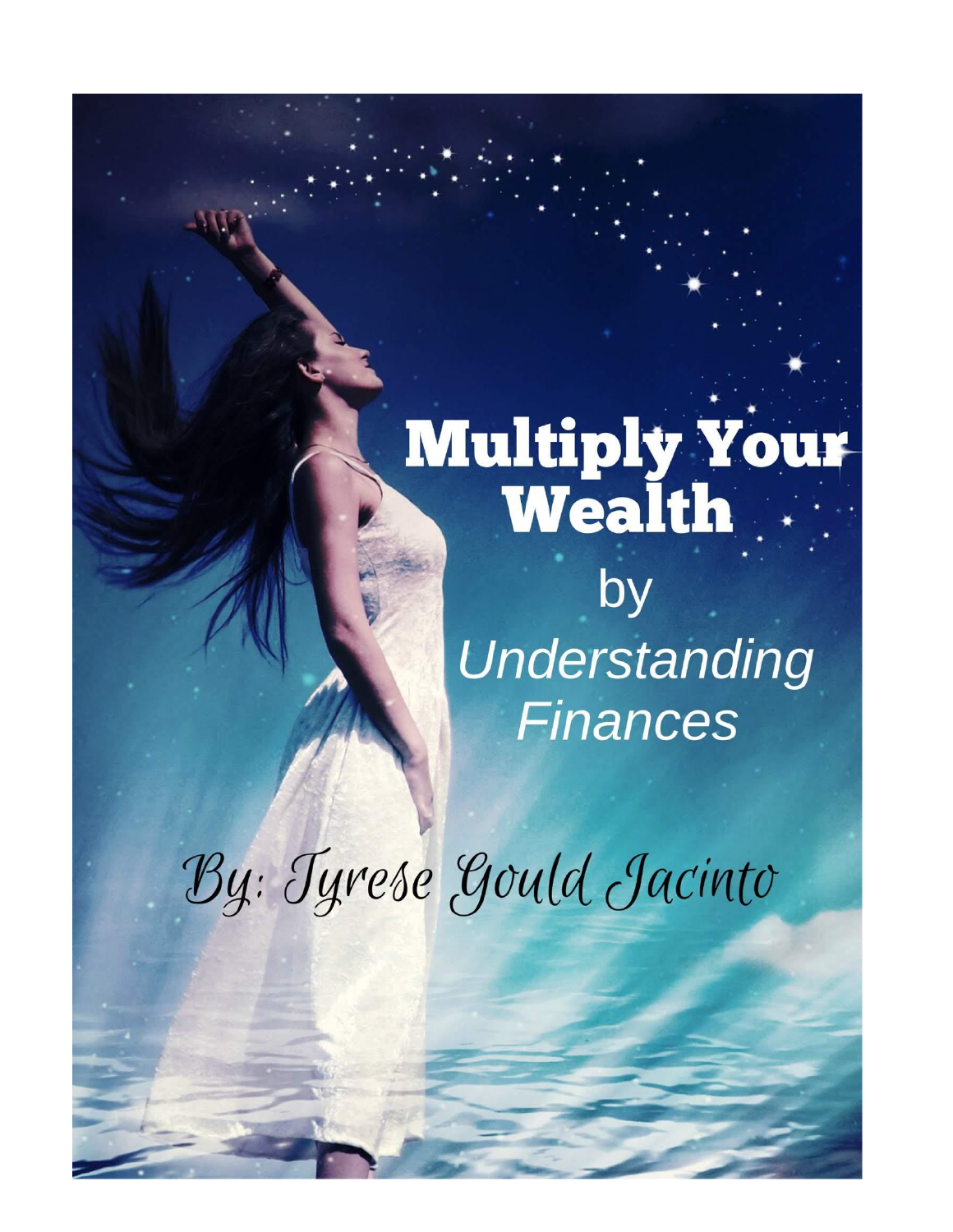# Multiply Your Wealth

by

*Understanding Finances*

By: Tyrese Gould Jacinto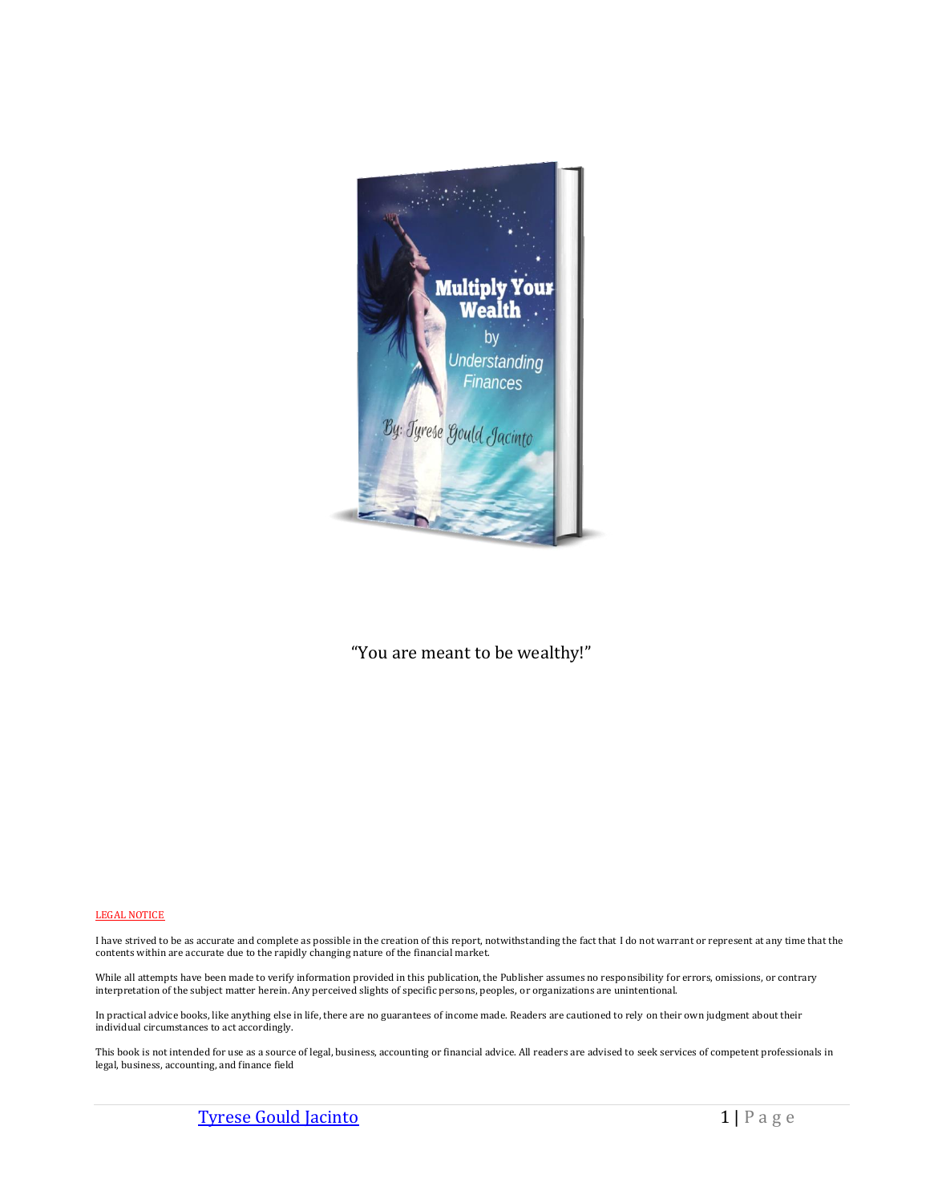"You are meant to be wealthy!"

LEGAL NOTICE

I have strived to be as accurate and complete as possible in the creation of this report, notwithstanding the fact that I do not warrant or represent at any time that the contents within are accurate due to the rapidly changing nature of the financial market.

While all attempts have been made to verify information provided in this publication, the Publisher assumes no responsibility for errors, omissions, or contrary interpretation of the subject matter herein. Any perceived slights of specific persons, peoples, or organizations are unintentional.

In practical advice books, like anything else in life, there are no guarantees of income made. Readers are cautioned to rely on their own judgment about their individual circumstances to act accordingly.

This book is not intended for use as a source of legal, business, accounting or financial advice. All readers are advised to seek services of competent professionals in legal, business, accounting, and finance field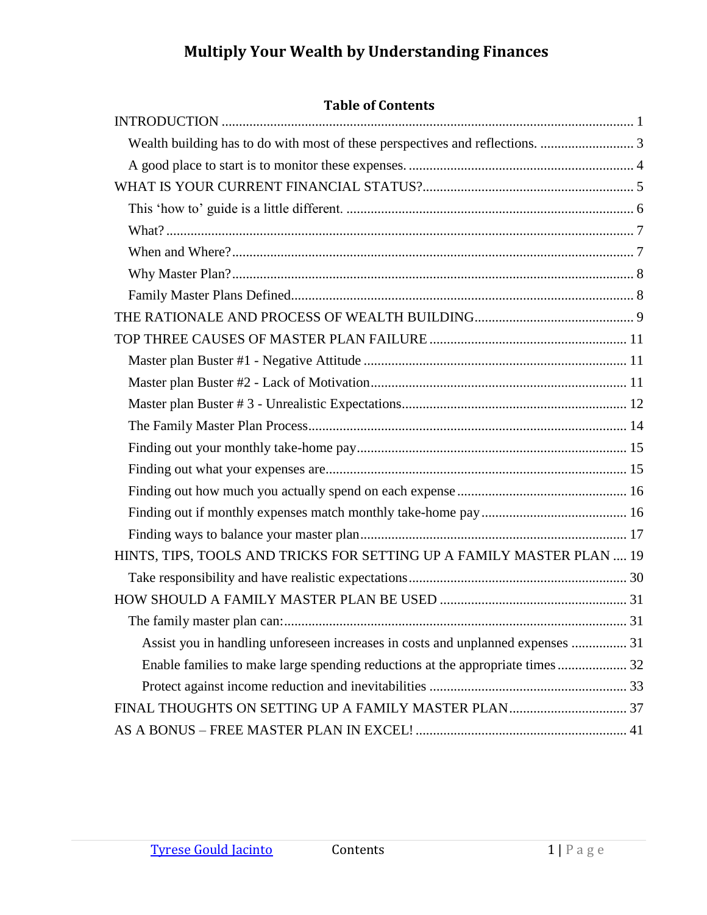# Multiply Your Wealth by Understanding Finances

## Table of Contents

- INTRODUCTION ... 1
  - Wealth building has to do with most of these perspectives and reflections. ... 3
  - A good place to start is to monitor these expenses. ... 4
- WHAT IS YOUR CURRENT FINANCIAL STATUS? ... 5
  - This 'how to' guide is a little different. ... 6
  - What? ... 7
  - When and Where? ... 7
  - Why Master Plan? ... 8
  - Family Master Plans Defined ... 8
- THE RATIONALE AND PROCESS OF WEALTH BUILDING ... 9
- TOP THREE CAUSES OF MASTER PLAN FAILURE ... 11
  - Master plan Buster #1 - Negative Attitude ... 11
  - Master plan Buster #2 - Lack of Motivation ... 11
  - Master plan Buster # 3 - Unrealistic Expectations ... 12
  - The Family Master Plan Process ... 14
  - Finding out your monthly take-home pay ... 15
  - Finding out what your expenses are ... 15
  - Finding out how much you actually spend on each expense ... 16
  - Finding out if monthly expenses match monthly take-home pay ... 16
  - Finding ways to balance your master plan ... 17
- HINTS, TIPS, TOOLS AND TRICKS FOR SETTING UP A FAMILY MASTER PLAN ... 19
  - Take responsibility and have realistic expectations ... 30
- HOW SHOULD A FAMILY MASTER PLAN BE USED ... 31
  - The family master plan can: ... 31
    - Assist you in handling unforeseen increases in costs and unplanned expenses ... 31
    - Enable families to make large spending reductions at the appropriate times ... 32
    - Protect against income reduction and inevitabilities ... 33
- FINAL THOUGHTS ON SETTING UP A FAMILY MASTER PLAN ... 37
- AS A BONUS – FREE MASTER PLAN IN EXCEL! ... 41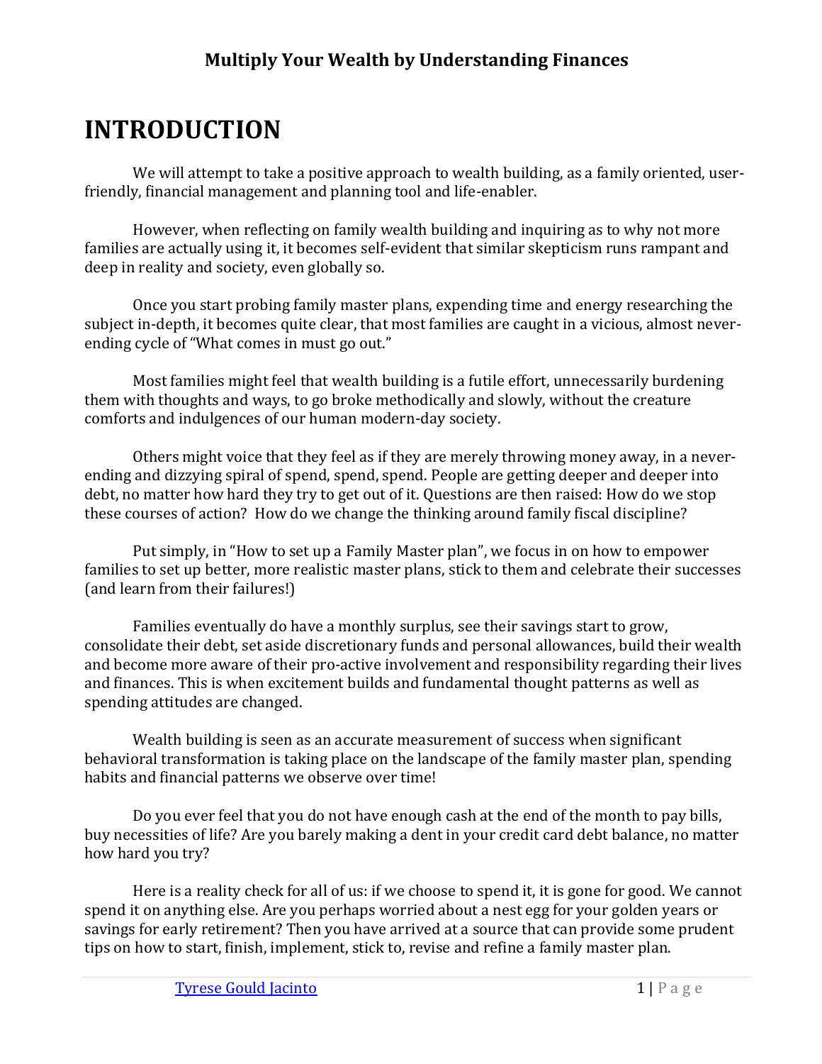# INTRODUCTION

We will attempt to take a positive approach to wealth building, as a family oriented, user-friendly, financial management and planning tool and life-enabler.

However, when reflecting on family wealth building and inquiring as to why not more families are actually using it, it becomes self-evident that similar skepticism runs rampant and deep in reality and society, even globally so.

Once you start probing family master plans, expending time and energy researching the subject in-depth, it becomes quite clear, that most families are caught in a vicious, almost never-ending cycle of "What comes in must go out."

Most families might feel that wealth building is a futile effort, unnecessarily burdening them with thoughts and ways, to go broke methodically and slowly, without the creature comforts and indulgences of our human modern-day society.

Others might voice that they feel as if they are merely throwing money away, in a never-ending and dizzying spiral of spend, spend, spend. People are getting deeper and deeper into debt, no matter how hard they try to get out of it. Questions are then raised: How do we stop these courses of action? How do we change the thinking around family fiscal discipline?

Put simply, in "How to set up a Family Master plan", we focus in on how to empower families to set up better, more realistic master plans, stick to them and celebrate their successes (and learn from their failures!)

Families eventually do have a monthly surplus, see their savings start to grow, consolidate their debt, set aside discretionary funds and personal allowances, build their wealth and become more aware of their pro-active involvement and responsibility regarding their lives and finances. This is when excitement builds and fundamental thought patterns as well as spending attitudes are changed.

Wealth building is seen as an accurate measurement of success when significant behavioral transformation is taking place on the landscape of the family master plan, spending habits and financial patterns we observe over time!

Do you ever feel that you do not have enough cash at the end of the month to pay bills, buy necessities of life? Are you barely making a dent in your credit card debt balance, no matter how hard you try?

Here is a reality check for all of us: if we choose to spend it, it is gone for good. We cannot spend it on anything else. Are you perhaps worried about a nest egg for your golden years or savings for early retirement? Then you have arrived at a source that can provide some prudent tips on how to start, finish, implement, stick to, revise and refine a family master plan.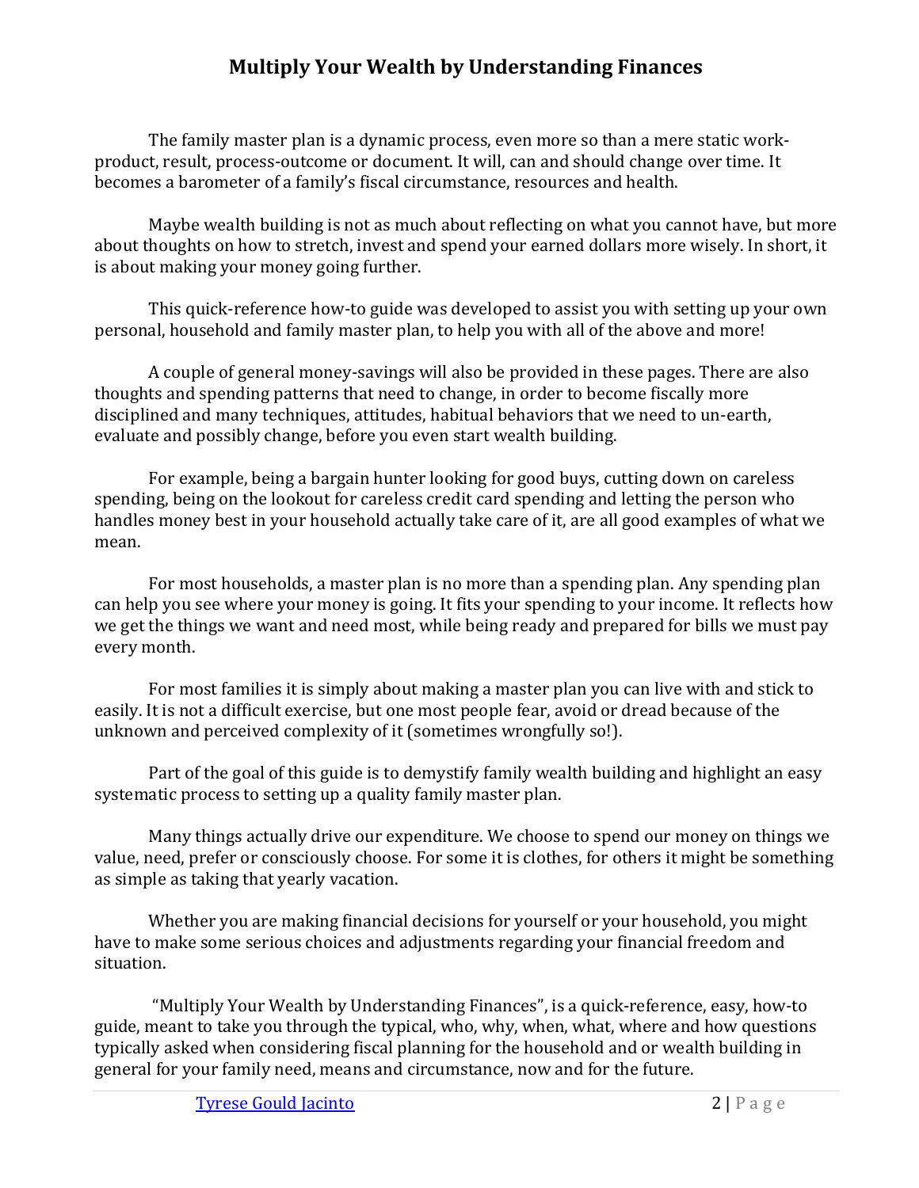# Multiply Your Wealth by Understanding Finances

The family master plan is a dynamic process, even more so than a mere static work-product, result, process-outcome or document. It will, can and should change over time. It becomes a barometer of a family's fiscal circumstance, resources and health.

Maybe wealth building is not as much about reflecting on what you cannot have, but more about thoughts on how to stretch, invest and spend your earned dollars more wisely. In short, it is about making your money going further.

This quick-reference how-to guide was developed to assist you with setting up your own personal, household and family master plan, to help you with all of the above and more!

A couple of general money-savings will also be provided in these pages. There are also thoughts and spending patterns that need to change, in order to become fiscally more disciplined and many techniques, attitudes, habitual behaviors that we need to un-earth, evaluate and possibly change, before you even start wealth building.

For example, being a bargain hunter looking for good buys, cutting down on careless spending, being on the lookout for careless credit card spending and letting the person who handles money best in your household actually take care of it, are all good examples of what we mean.

For most households, a master plan is no more than a spending plan. Any spending plan can help you see where your money is going. It fits your spending to your income. It reflects how we get the things we want and need most, while being ready and prepared for bills we must pay every month.

For most families it is simply about making a master plan you can live with and stick to easily. It is not a difficult exercise, but one most people fear, avoid or dread because of the unknown and perceived complexity of it (sometimes wrongfully so!).

Part of the goal of this guide is to demystify family wealth building and highlight an easy systematic process to setting up a quality family master plan.

Many things actually drive our expenditure. We choose to spend our money on things we value, need, prefer or consciously choose. For some it is clothes, for others it might be something as simple as taking that yearly vacation.

Whether you are making financial decisions for yourself or your household, you might have to make some serious choices and adjustments regarding your financial freedom and situation.

"Multiply Your Wealth by Understanding Finances", is a quick-reference, easy, how-to guide, meant to take you through the typical, who, why, when, what, where and how questions typically asked when considering fiscal planning for the household and or wealth building in general for your family need, means and circumstance, now and for the future.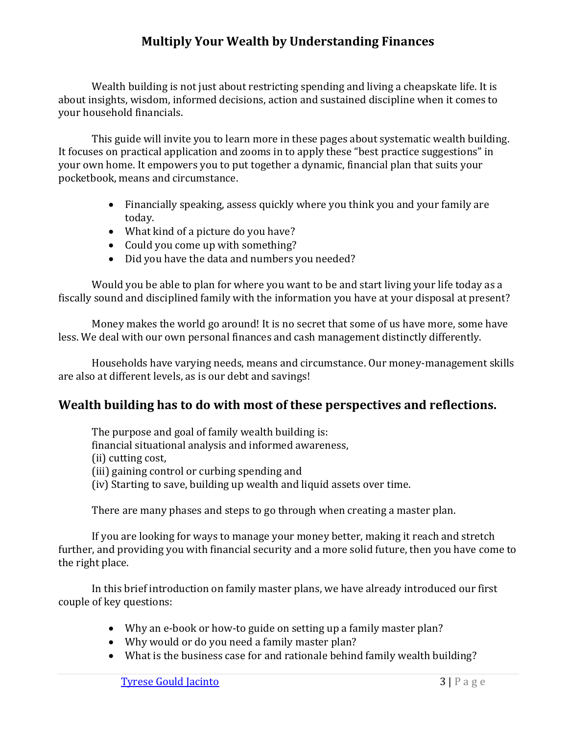# Multiply Your Wealth by Understanding Finances

Wealth building is not just about restricting spending and living a cheapskate life. It is about insights, wisdom, informed decisions, action and sustained discipline when it comes to your household financials.

This guide will invite you to learn more in these pages about systematic wealth building. It focuses on practical application and zooms in to apply these "best practice suggestions" in your own home. It empowers you to put together a dynamic, financial plan that suits your pocketbook, means and circumstance.

- Financially speaking, assess quickly where you think you and your family are today.
- What kind of a picture do you have?
- Could you come up with something?
- Did you have the data and numbers you needed?

Would you be able to plan for where you want to be and start living your life today as a fiscally sound and disciplined family with the information you have at your disposal at present?

Money makes the world go around! It is no secret that some of us have more, some have less. We deal with our own personal finances and cash management distinctly differently.

Households have varying needs, means and circumstance. Our money-management skills are also at different levels, as is our debt and savings!

## Wealth building has to do with most of these perspectives and reflections.

The purpose and goal of family wealth building is:
financial situational analysis and informed awareness,
(ii) cutting cost,
(iii) gaining control or curbing spending and
(iv) Starting to save, building up wealth and liquid assets over time.

There are many phases and steps to go through when creating a master plan.

If you are looking for ways to manage your money better, making it reach and stretch further, and providing you with financial security and a more solid future, then you have come to the right place.

In this brief introduction on family master plans, we have already introduced our first couple of key questions:

- Why an e-book or how-to guide on setting up a family master plan?
- Why would or do you need a family master plan?
- What is the business case for and rationale behind family wealth building?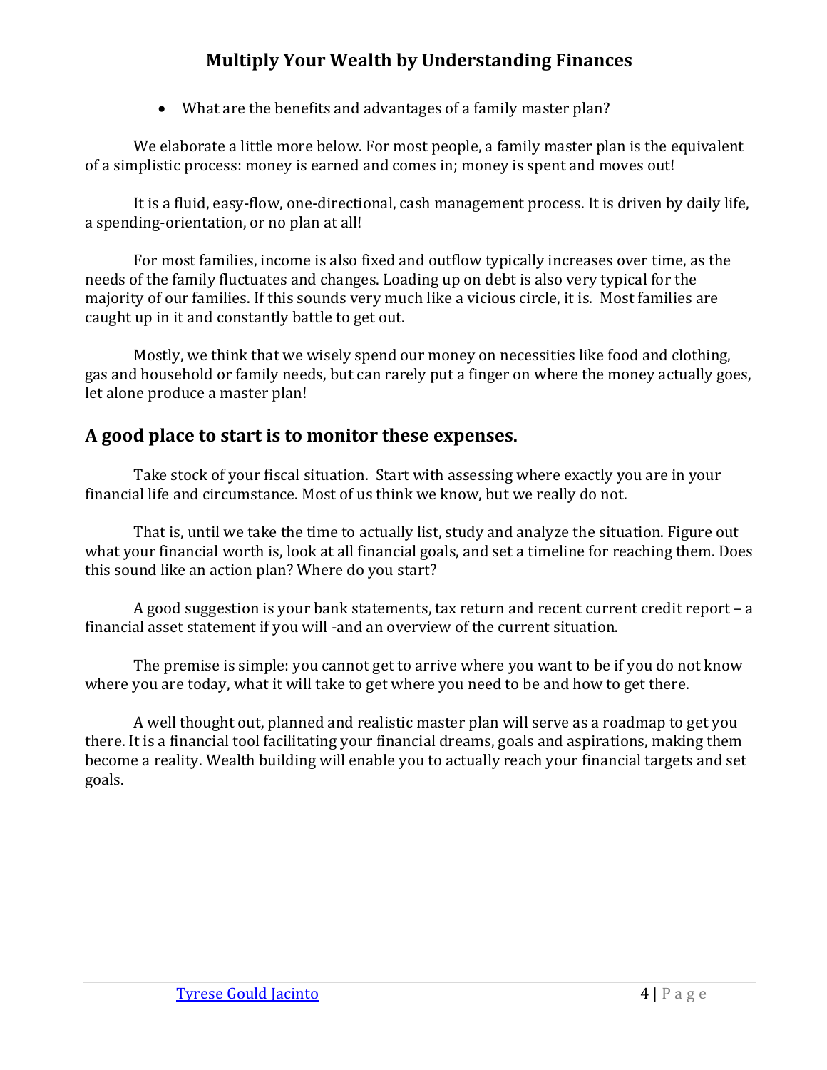- What are the benefits and advantages of a family master plan?

We elaborate a little more below. For most people, a family master plan is the equivalent of a simplistic process: money is earned and comes in; money is spent and moves out!

It is a fluid, easy-flow, one-directional, cash management process. It is driven by daily life, a spending-orientation, or no plan at all!

For most families, income is also fixed and outflow typically increases over time, as the needs of the family fluctuates and changes. Loading up on debt is also very typical for the majority of our families. If this sounds very much like a vicious circle, it is. Most families are caught up in it and constantly battle to get out.

Mostly, we think that we wisely spend our money on necessities like food and clothing, gas and household or family needs, but can rarely put a finger on where the money actually goes, let alone produce a master plan!

## A good place to start is to monitor these expenses.

Take stock of your fiscal situation. Start with assessing where exactly you are in your financial life and circumstance. Most of us think we know, but we really do not.

That is, until we take the time to actually list, study and analyze the situation. Figure out what your financial worth is, look at all financial goals, and set a timeline for reaching them. Does this sound like an action plan? Where do you start?

A good suggestion is your bank statements, tax return and recent current credit report – a financial asset statement if you will -and an overview of the current situation.

The premise is simple: you cannot get to arrive where you want to be if you do not know where you are today, what it will take to get where you need to be and how to get there.

A well thought out, planned and realistic master plan will serve as a roadmap to get you there. It is a financial tool facilitating your financial dreams, goals and aspirations, making them become a reality. Wealth building will enable you to actually reach your financial targets and set goals.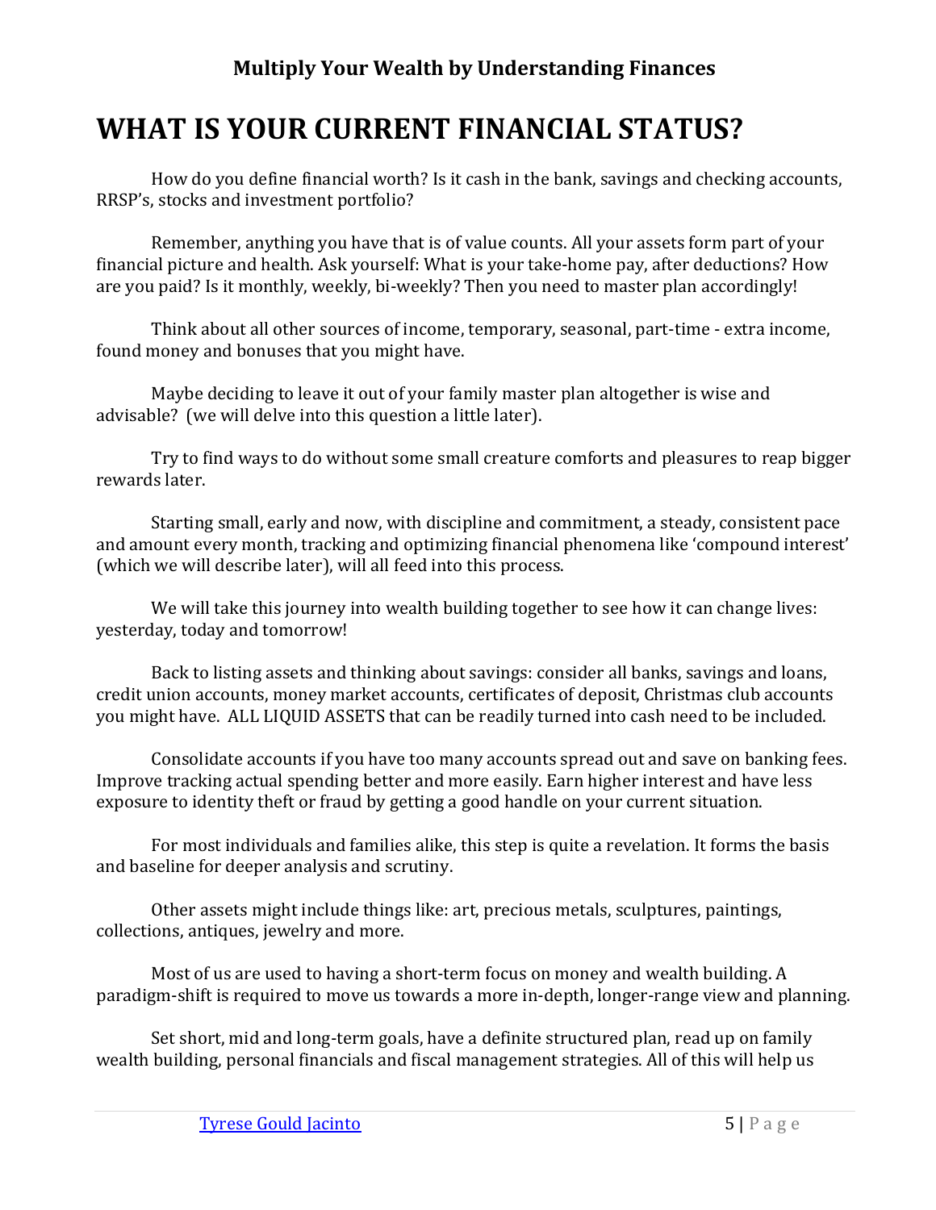# WHAT IS YOUR CURRENT FINANCIAL STATUS?

How do you define financial worth? Is it cash in the bank, savings and checking accounts, RRSP's, stocks and investment portfolio?

Remember, anything you have that is of value counts. All your assets form part of your financial picture and health. Ask yourself: What is your take-home pay, after deductions? How are you paid? Is it monthly, weekly, bi-weekly? Then you need to master plan accordingly!

Think about all other sources of income, temporary, seasonal, part-time - extra income, found money and bonuses that you might have.

Maybe deciding to leave it out of your family master plan altogether is wise and advisable? (we will delve into this question a little later).

Try to find ways to do without some small creature comforts and pleasures to reap bigger rewards later.

Starting small, early and now, with discipline and commitment, a steady, consistent pace and amount every month, tracking and optimizing financial phenomena like 'compound interest' (which we will describe later), will all feed into this process.

We will take this journey into wealth building together to see how it can change lives: yesterday, today and tomorrow!

Back to listing assets and thinking about savings: consider all banks, savings and loans, credit union accounts, money market accounts, certificates of deposit, Christmas club accounts you might have. ALL LIQUID ASSETS that can be readily turned into cash need to be included.

Consolidate accounts if you have too many accounts spread out and save on banking fees. Improve tracking actual spending better and more easily. Earn higher interest and have less exposure to identity theft or fraud by getting a good handle on your current situation.

For most individuals and families alike, this step is quite a revelation. It forms the basis and baseline for deeper analysis and scrutiny.

Other assets might include things like: art, precious metals, sculptures, paintings, collections, antiques, jewelry and more.

Most of us are used to having a short-term focus on money and wealth building. A paradigm-shift is required to move us towards a more in-depth, longer-range view and planning.

Set short, mid and long-term goals, have a definite structured plan, read up on family wealth building, personal financials and fiscal management strategies. All of this will help us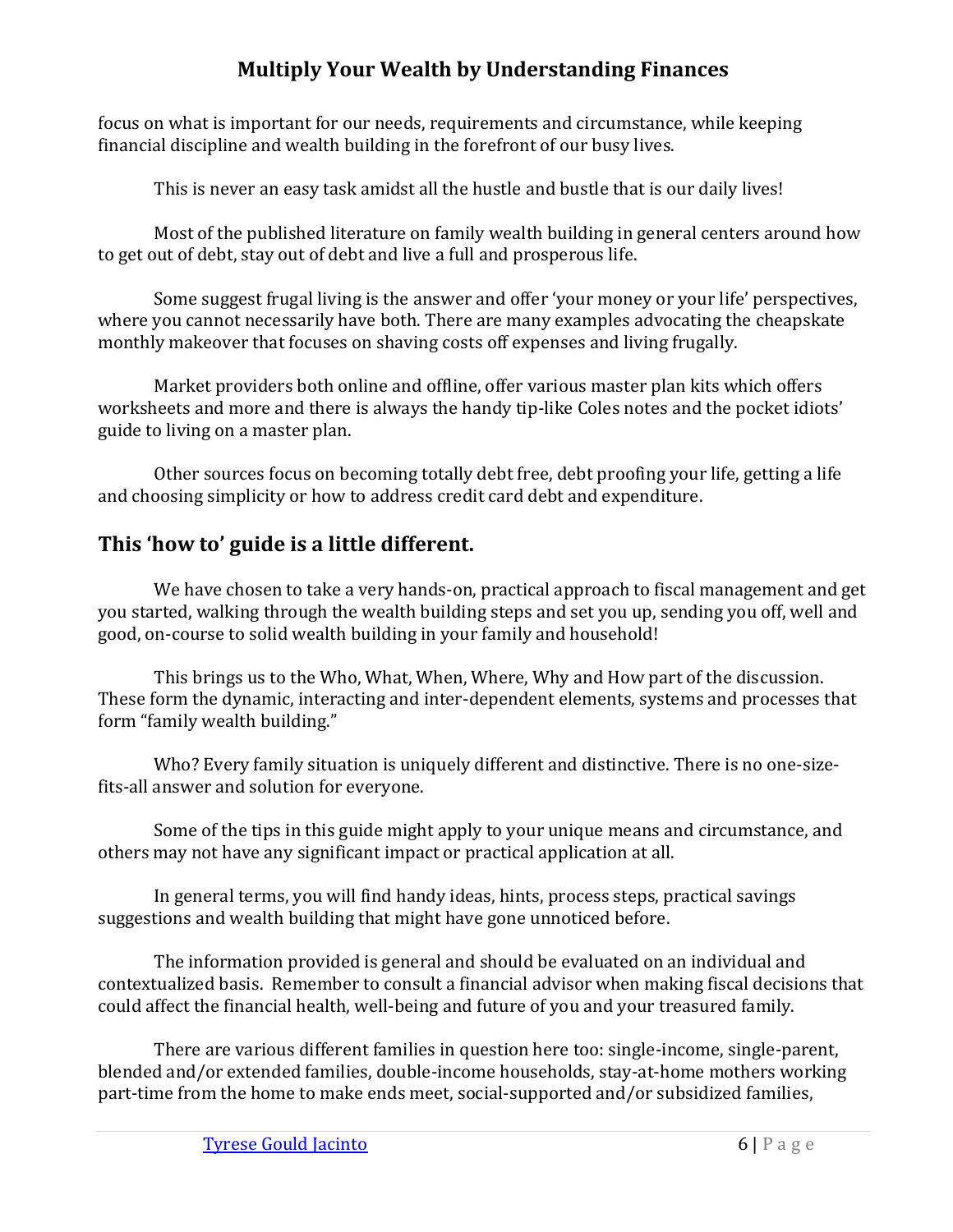focus on what is important for our needs, requirements and circumstance, while keeping financial discipline and wealth building in the forefront of our busy lives.

This is never an easy task amidst all the hustle and bustle that is our daily lives!

Most of the published literature on family wealth building in general centers around how to get out of debt, stay out of debt and live a full and prosperous life.

Some suggest frugal living is the answer and offer 'your money or your life' perspectives, where you cannot necessarily have both. There are many examples advocating the cheapskate monthly makeover that focuses on shaving costs off expenses and living frugally.

Market providers both online and offline, offer various master plan kits which offers worksheets and more and there is always the handy tip-like Coles notes and the pocket idiots' guide to living on a master plan.

Other sources focus on becoming totally debt free, debt proofing your life, getting a life and choosing simplicity or how to address credit card debt and expenditure.

## This 'how to' guide is a little different.

We have chosen to take a very hands-on, practical approach to fiscal management and get you started, walking through the wealth building steps and set you up, sending you off, well and good, on-course to solid wealth building in your family and household!

This brings us to the Who, What, When, Where, Why and How part of the discussion. These form the dynamic, interacting and inter-dependent elements, systems and processes that form "family wealth building."

Who? Every family situation is uniquely different and distinctive. There is no one-size-fits-all answer and solution for everyone.

Some of the tips in this guide might apply to your unique means and circumstance, and others may not have any significant impact or practical application at all.

In general terms, you will find handy ideas, hints, process steps, practical savings suggestions and wealth building that might have gone unnoticed before.

The information provided is general and should be evaluated on an individual and contextualized basis. Remember to consult a financial advisor when making fiscal decisions that could affect the financial health, well-being and future of you and your treasured family.

There are various different families in question here too: single-income, single-parent, blended and/or extended families, double-income households, stay-at-home mothers working part-time from the home to make ends meet, social-supported and/or subsidized families,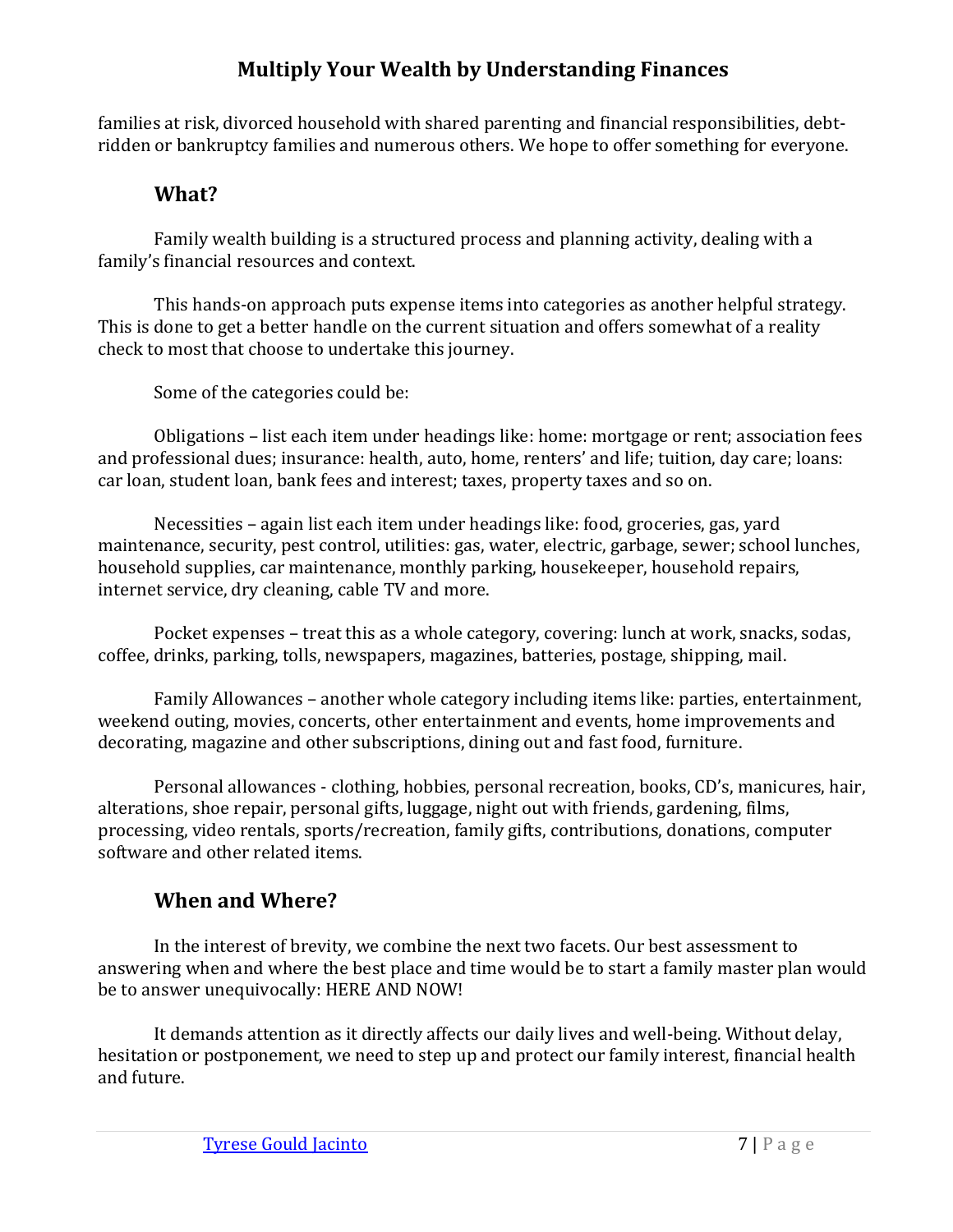families at risk, divorced household with shared parenting and financial responsibilities, debt-ridden or bankruptcy families and numerous others. We hope to offer something for everyone.

## What?

Family wealth building is a structured process and planning activity, dealing with a family's financial resources and context.

This hands-on approach puts expense items into categories as another helpful strategy. This is done to get a better handle on the current situation and offers somewhat of a reality check to most that choose to undertake this journey.

Some of the categories could be:

Obligations – list each item under headings like: home: mortgage or rent; association fees and professional dues; insurance: health, auto, home, renters' and life; tuition, day care; loans: car loan, student loan, bank fees and interest; taxes, property taxes and so on.

Necessities – again list each item under headings like: food, groceries, gas, yard maintenance, security, pest control, utilities: gas, water, electric, garbage, sewer; school lunches, household supplies, car maintenance, monthly parking, housekeeper, household repairs, internet service, dry cleaning, cable TV and more.

Pocket expenses – treat this as a whole category, covering: lunch at work, snacks, sodas, coffee, drinks, parking, tolls, newspapers, magazines, batteries, postage, shipping, mail.

Family Allowances – another whole category including items like: parties, entertainment, weekend outing, movies, concerts, other entertainment and events, home improvements and decorating, magazine and other subscriptions, dining out and fast food, furniture.

Personal allowances - clothing, hobbies, personal recreation, books, CD's, manicures, hair, alterations, shoe repair, personal gifts, luggage, night out with friends, gardening, films, processing, video rentals, sports/recreation, family gifts, contributions, donations, computer software and other related items.

## When and Where?

In the interest of brevity, we combine the next two facets. Our best assessment to answering when and where the best place and time would be to start a family master plan would be to answer unequivocally: HERE AND NOW!

It demands attention as it directly affects our daily lives and well-being. Without delay, hesitation or postponement, we need to step up and protect our family interest, financial health and future.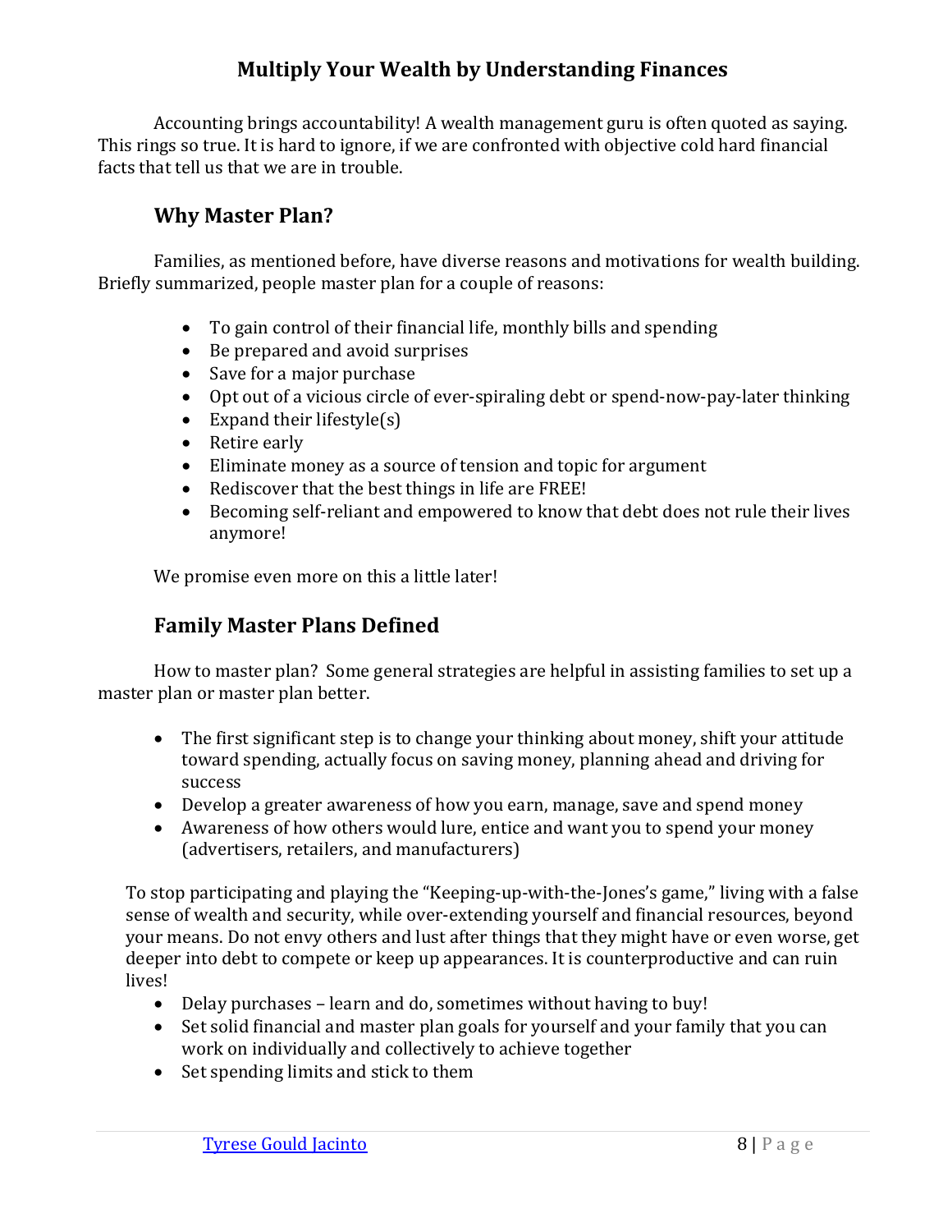## Multiply Your Wealth by Understanding Finances

Accounting brings accountability! A wealth management guru is often quoted as saying. This rings so true. It is hard to ignore, if we are confronted with objective cold hard financial facts that tell us that we are in trouble.

### Why Master Plan?

Families, as mentioned before, have diverse reasons and motivations for wealth building. Briefly summarized, people master plan for a couple of reasons:

- To gain control of their financial life, monthly bills and spending
- Be prepared and avoid surprises
- Save for a major purchase
- Opt out of a vicious circle of ever-spiraling debt or spend-now-pay-later thinking
- Expand their lifestyle(s)
- Retire early
- Eliminate money as a source of tension and topic for argument
- Rediscover that the best things in life are FREE!
- Becoming self-reliant and empowered to know that debt does not rule their lives anymore!

We promise even more on this a little later!

### Family Master Plans Defined

How to master plan? Some general strategies are helpful in assisting families to set up a master plan or master plan better.

- The first significant step is to change your thinking about money, shift your attitude toward spending, actually focus on saving money, planning ahead and driving for success
- Develop a greater awareness of how you earn, manage, save and spend money
- Awareness of how others would lure, entice and want you to spend your money (advertisers, retailers, and manufacturers)

To stop participating and playing the "Keeping-up-with-the-Jones's game," living with a false sense of wealth and security, while over-extending yourself and financial resources, beyond your means. Do not envy others and lust after things that they might have or even worse, get deeper into debt to compete or keep up appearances. It is counterproductive and can ruin lives!

- Delay purchases – learn and do, sometimes without having to buy!
- Set solid financial and master plan goals for yourself and your family that you can work on individually and collectively to achieve together
- Set spending limits and stick to them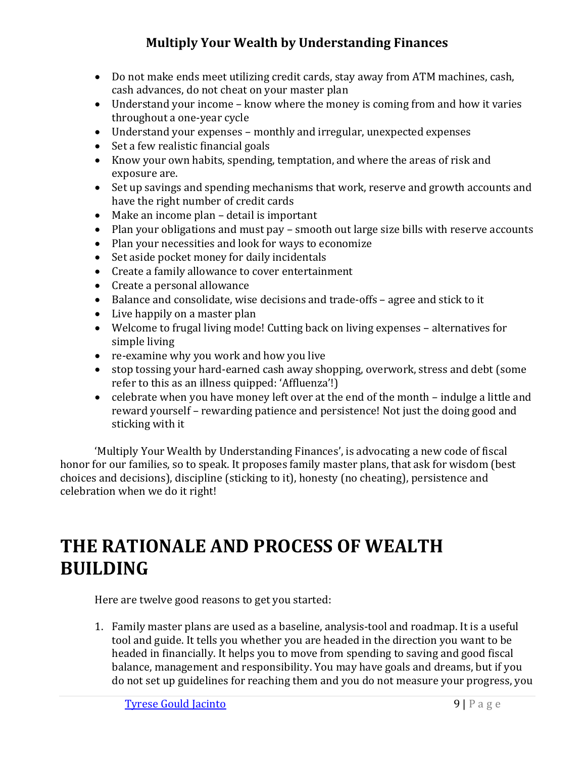- Do not make ends meet utilizing credit cards, stay away from ATM machines, cash, cash advances, do not cheat on your master plan
- Understand your income – know where the money is coming from and how it varies throughout a one-year cycle
- Understand your expenses – monthly and irregular, unexpected expenses
- Set a few realistic financial goals
- Know your own habits, spending, temptation, and where the areas of risk and exposure are.
- Set up savings and spending mechanisms that work, reserve and growth accounts and have the right number of credit cards
- Make an income plan – detail is important
- Plan your obligations and must pay – smooth out large size bills with reserve accounts
- Plan your necessities and look for ways to economize
- Set aside pocket money for daily incidentals
- Create a family allowance to cover entertainment
- Create a personal allowance
- Balance and consolidate, wise decisions and trade-offs – agree and stick to it
- Live happily on a master plan
- Welcome to frugal living mode! Cutting back on living expenses – alternatives for simple living
- re-examine why you work and how you live
- stop tossing your hard-earned cash away shopping, overwork, stress and debt (some refer to this as an illness quipped: 'Affluenza'!)
- celebrate when you have money left over at the end of the month – indulge a little and reward yourself – rewarding patience and persistence! Not just the doing good and sticking with it

'Multiply Your Wealth by Understanding Finances', is advocating a new code of fiscal honor for our families, so to speak. It proposes family master plans, that ask for wisdom (best choices and decisions), discipline (sticking to it), honesty (no cheating), persistence and celebration when we do it right!

# THE RATIONALE AND PROCESS OF WEALTH BUILDING

Here are twelve good reasons to get you started:

1. Family master plans are used as a baseline, analysis-tool and roadmap. It is a useful tool and guide. It tells you whether you are headed in the direction you want to be headed in financially. It helps you to move from spending to saving and good fiscal balance, management and responsibility. You may have goals and dreams, but if you do not set up guidelines for reaching them and you do not measure your progress, you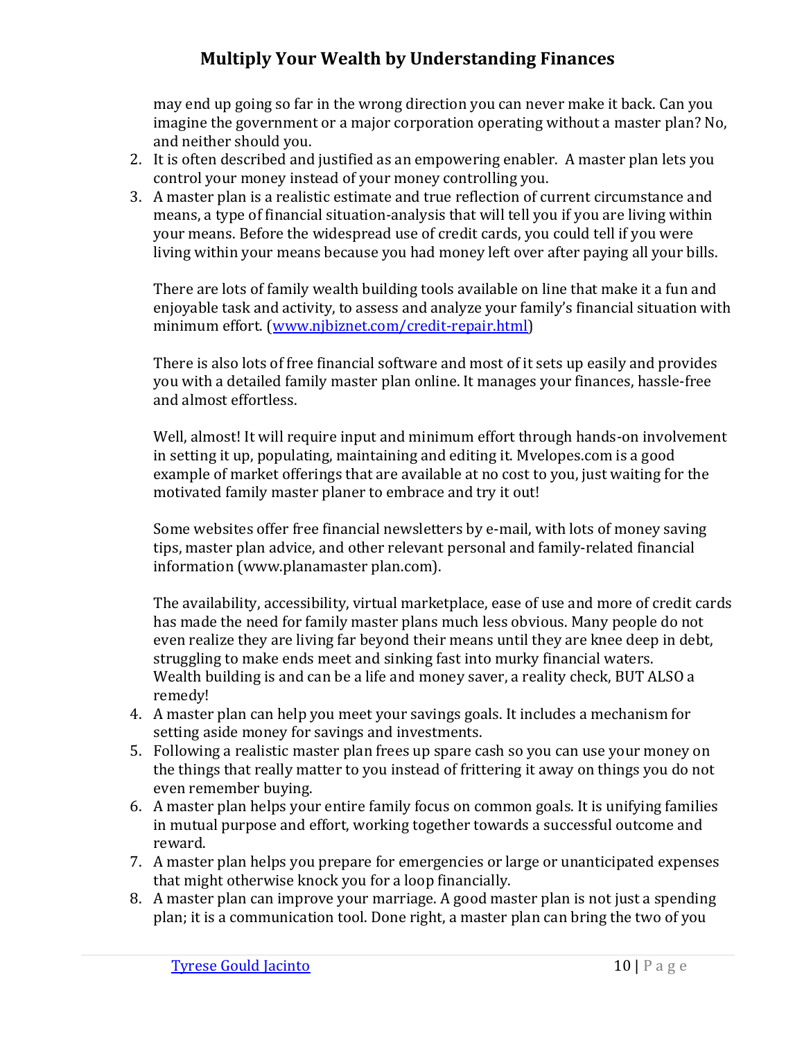may end up going so far in the wrong direction you can never make it back. Can you imagine the government or a major corporation operating without a master plan? No, and neither should you.

2. It is often described and justified as an empowering enabler. A master plan lets you control your money instead of your money controlling you.
3. A master plan is a realistic estimate and true reflection of current circumstance and means, a type of financial situation-analysis that will tell you if you are living within your means. Before the widespread use of credit cards, you could tell if you were living within your means because you had money left over after paying all your bills.

   There are lots of family wealth building tools available on line that make it a fun and enjoyable task and activity, to assess and analyze your family's financial situation with minimum effort. ([www.njbiznet.com/credit-repair.html](www.njbiznet.com/credit-repair.html))

   There is also lots of free financial software and most of it sets up easily and provides you with a detailed family master plan online. It manages your finances, hassle-free and almost effortless.

   Well, almost! It will require input and minimum effort through hands-on involvement in setting it up, populating, maintaining and editing it. Mvelopes.com is a good example of market offerings that are available at no cost to you, just waiting for the motivated family master planer to embrace and try it out!

   Some websites offer free financial newsletters by e-mail, with lots of money saving tips, master plan advice, and other relevant personal and family-related financial information (www.planamaster plan.com).

   The availability, accessibility, virtual marketplace, ease of use and more of credit cards has made the need for family master plans much less obvious. Many people do not even realize they are living far beyond their means until they are knee deep in debt, struggling to make ends meet and sinking fast into murky financial waters.
   Wealth building is and can be a life and money saver, a reality check, BUT ALSO a remedy!
4. A master plan can help you meet your savings goals. It includes a mechanism for setting aside money for savings and investments.
5. Following a realistic master plan frees up spare cash so you can use your money on the things that really matter to you instead of frittering it away on things you do not even remember buying.
6. A master plan helps your entire family focus on common goals. It is unifying families in mutual purpose and effort, working together towards a successful outcome and reward.
7. A master plan helps you prepare for emergencies or large or unanticipated expenses that might otherwise knock you for a loop financially.
8. A master plan can improve your marriage. A good master plan is not just a spending plan; it is a communication tool. Done right, a master plan can bring the two of you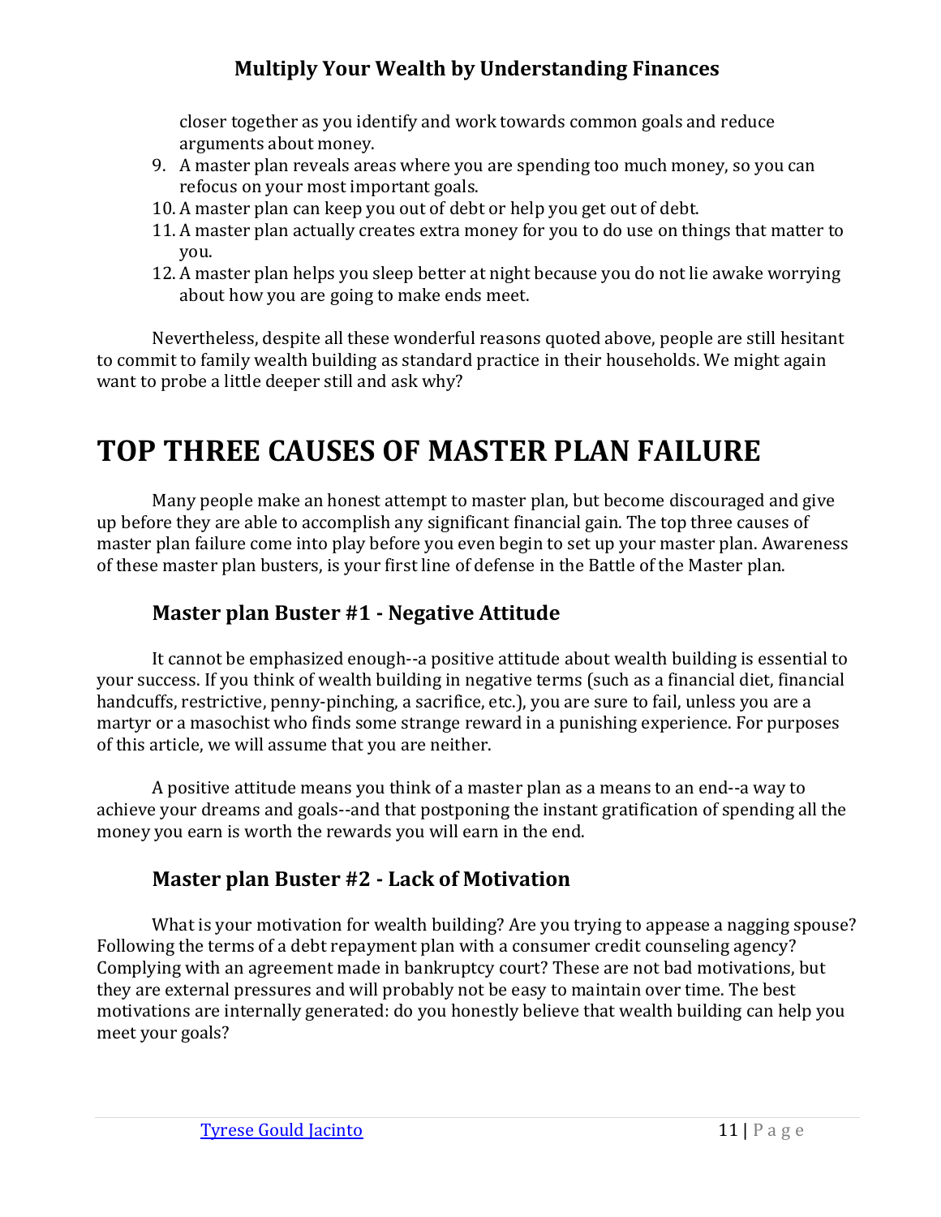closer together as you identify and work towards common goals and reduce arguments about money.

9. A master plan reveals areas where you are spending too much money, so you can refocus on your most important goals.
10. A master plan can keep you out of debt or help you get out of debt.
11. A master plan actually creates extra money for you to do use on things that matter to you.
12. A master plan helps you sleep better at night because you do not lie awake worrying about how you are going to make ends meet.

Nevertheless, despite all these wonderful reasons quoted above, people are still hesitant to commit to family wealth building as standard practice in their households. We might again want to probe a little deeper still and ask why?

# TOP THREE CAUSES OF MASTER PLAN FAILURE

Many people make an honest attempt to master plan, but become discouraged and give up before they are able to accomplish any significant financial gain. The top three causes of master plan failure come into play before you even begin to set up your master plan. Awareness of these master plan busters, is your first line of defense in the Battle of the Master plan.

## Master plan Buster #1 - Negative Attitude

It cannot be emphasized enough--a positive attitude about wealth building is essential to your success. If you think of wealth building in negative terms (such as a financial diet, financial handcuffs, restrictive, penny-pinching, a sacrifice, etc.), you are sure to fail, unless you are a martyr or a masochist who finds some strange reward in a punishing experience. For purposes of this article, we will assume that you are neither.

A positive attitude means you think of a master plan as a means to an end--a way to achieve your dreams and goals--and that postponing the instant gratification of spending all the money you earn is worth the rewards you will earn in the end.

## Master plan Buster #2 - Lack of Motivation

What is your motivation for wealth building? Are you trying to appease a nagging spouse? Following the terms of a debt repayment plan with a consumer credit counseling agency? Complying with an agreement made in bankruptcy court? These are not bad motivations, but they are external pressures and will probably not be easy to maintain over time. The best motivations are internally generated: do you honestly believe that wealth building can help you meet your goals?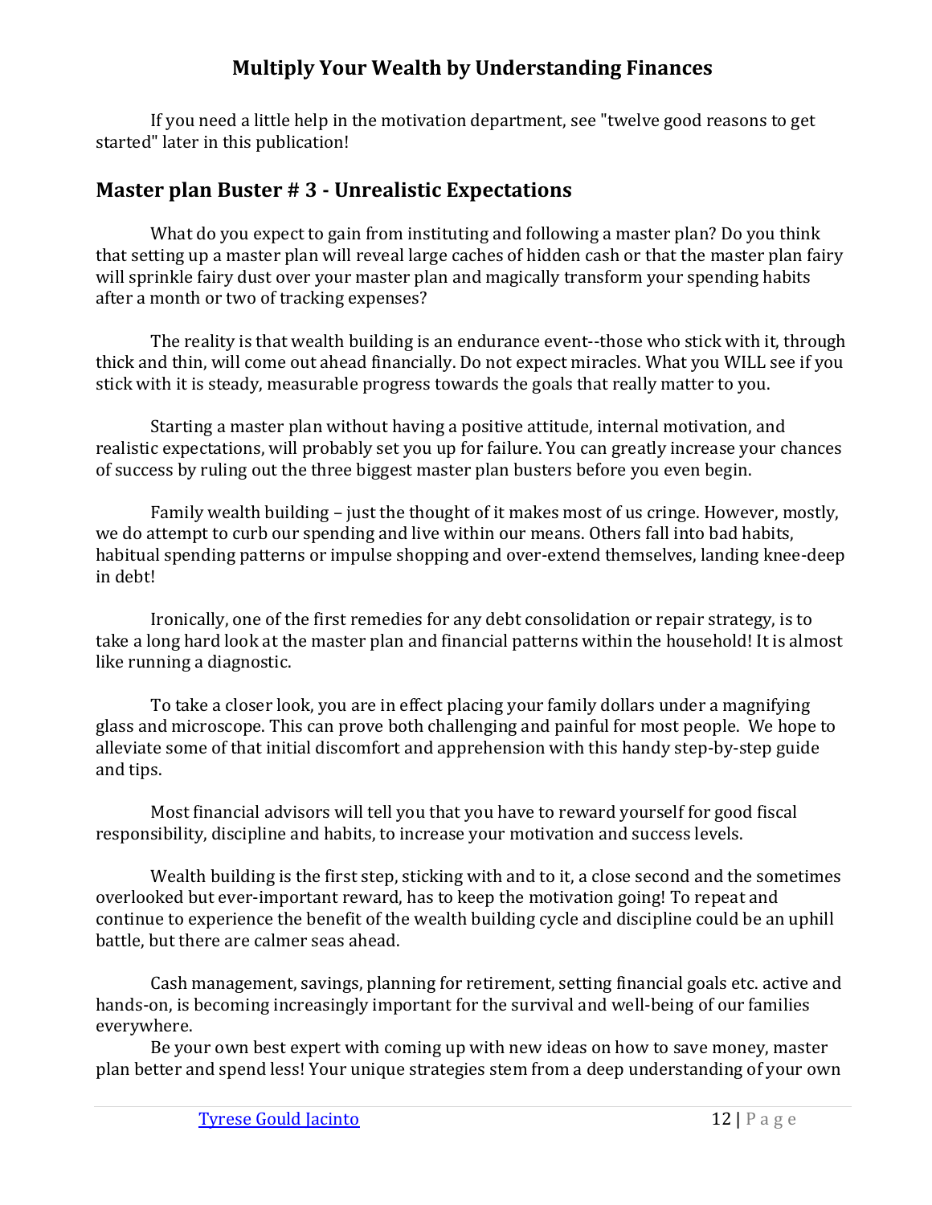If you need a little help in the motivation department, see "twelve good reasons to get started" later in this publication!

## Master plan Buster # 3 - Unrealistic Expectations

What do you expect to gain from instituting and following a master plan? Do you think that setting up a master plan will reveal large caches of hidden cash or that the master plan fairy will sprinkle fairy dust over your master plan and magically transform your spending habits after a month or two of tracking expenses?

The reality is that wealth building is an endurance event--those who stick with it, through thick and thin, will come out ahead financially. Do not expect miracles. What you WILL see if you stick with it is steady, measurable progress towards the goals that really matter to you.

Starting a master plan without having a positive attitude, internal motivation, and realistic expectations, will probably set you up for failure. You can greatly increase your chances of success by ruling out the three biggest master plan busters before you even begin.

Family wealth building – just the thought of it makes most of us cringe. However, mostly, we do attempt to curb our spending and live within our means. Others fall into bad habits, habitual spending patterns or impulse shopping and over-extend themselves, landing knee-deep in debt!

Ironically, one of the first remedies for any debt consolidation or repair strategy, is to take a long hard look at the master plan and financial patterns within the household! It is almost like running a diagnostic.

To take a closer look, you are in effect placing your family dollars under a magnifying glass and microscope. This can prove both challenging and painful for most people. We hope to alleviate some of that initial discomfort and apprehension with this handy step-by-step guide and tips.

Most financial advisors will tell you that you have to reward yourself for good fiscal responsibility, discipline and habits, to increase your motivation and success levels.

Wealth building is the first step, sticking with and to it, a close second and the sometimes overlooked but ever-important reward, has to keep the motivation going! To repeat and continue to experience the benefit of the wealth building cycle and discipline could be an uphill battle, but there are calmer seas ahead.

Cash management, savings, planning for retirement, setting financial goals etc. active and hands-on, is becoming increasingly important for the survival and well-being of our families everywhere.

Be your own best expert with coming up with new ideas on how to save money, master plan better and spend less! Your unique strategies stem from a deep understanding of your own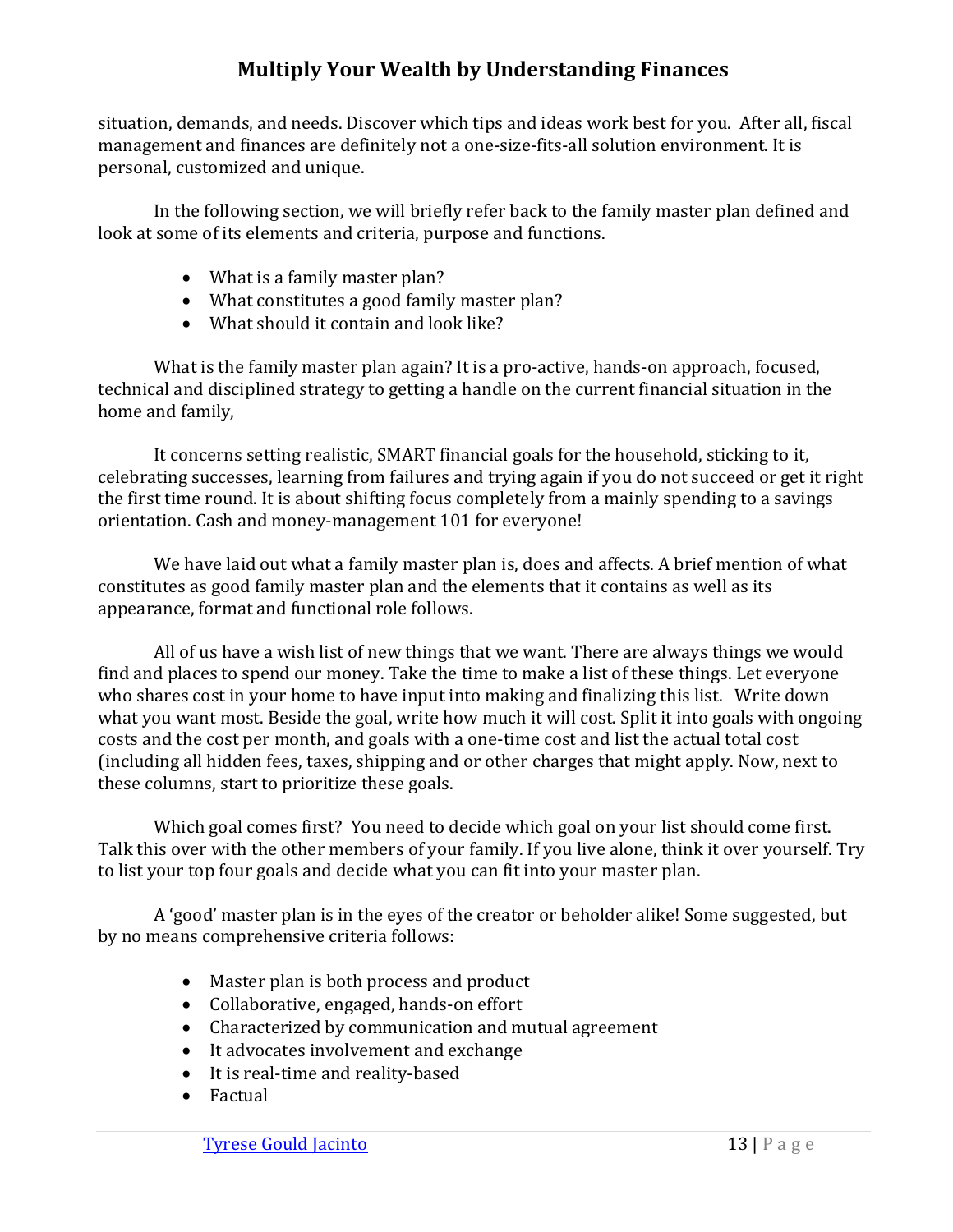situation, demands, and needs. Discover which tips and ideas work best for you. After all, fiscal management and finances are definitely not a one-size-fits-all solution environment. It is personal, customized and unique.

In the following section, we will briefly refer back to the family master plan defined and look at some of its elements and criteria, purpose and functions.

- What is a family master plan?
- What constitutes a good family master plan?
- What should it contain and look like?

What is the family master plan again? It is a pro-active, hands-on approach, focused, technical and disciplined strategy to getting a handle on the current financial situation in the home and family,

It concerns setting realistic, SMART financial goals for the household, sticking to it, celebrating successes, learning from failures and trying again if you do not succeed or get it right the first time round. It is about shifting focus completely from a mainly spending to a savings orientation. Cash and money-management 101 for everyone!

We have laid out what a family master plan is, does and affects. A brief mention of what constitutes as good family master plan and the elements that it contains as well as its appearance, format and functional role follows.

All of us have a wish list of new things that we want. There are always things we would find and places to spend our money. Take the time to make a list of these things. Let everyone who shares cost in your home to have input into making and finalizing this list. Write down what you want most. Beside the goal, write how much it will cost. Split it into goals with ongoing costs and the cost per month, and goals with a one-time cost and list the actual total cost (including all hidden fees, taxes, shipping and or other charges that might apply. Now, next to these columns, start to prioritize these goals.

Which goal comes first? You need to decide which goal on your list should come first. Talk this over with the other members of your family. If you live alone, think it over yourself. Try to list your top four goals and decide what you can fit into your master plan.

A 'good' master plan is in the eyes of the creator or beholder alike! Some suggested, but by no means comprehensive criteria follows:

- Master plan is both process and product
- Collaborative, engaged, hands-on effort
- Characterized by communication and mutual agreement
- It advocates involvement and exchange
- It is real-time and reality-based
- Factual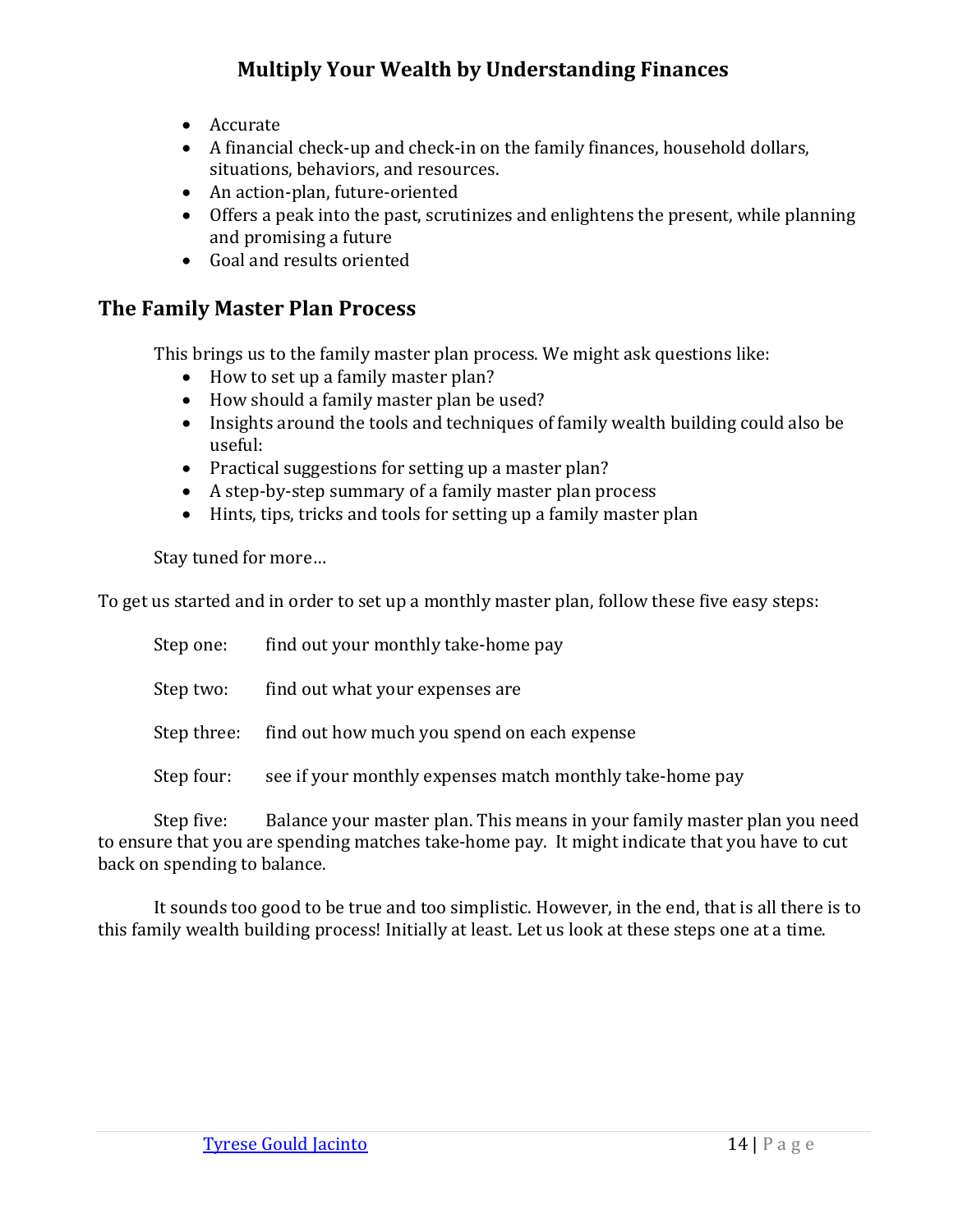- Accurate
- A financial check-up and check-in on the family finances, household dollars, situations, behaviors, and resources.
- An action-plan, future-oriented
- Offers a peak into the past, scrutinizes and enlightens the present, while planning and promising a future
- Goal and results oriented

## The Family Master Plan Process

This brings us to the family master plan process. We might ask questions like:

- How to set up a family master plan?
- How should a family master plan be used?
- Insights around the tools and techniques of family wealth building could also be useful:
- Practical suggestions for setting up a master plan?
- A step-by-step summary of a family master plan process
- Hints, tips, tricks and tools for setting up a family master plan

Stay tuned for more…

To get us started and in order to set up a monthly master plan, follow these five easy steps:

Step one: find out your monthly take-home pay

Step two: find out what your expenses are

Step three: find out how much you spend on each expense

Step four: see if your monthly expenses match monthly take-home pay

Step five: Balance your master plan. This means in your family master plan you need to ensure that you are spending matches take-home pay. It might indicate that you have to cut back on spending to balance.

It sounds too good to be true and too simplistic. However, in the end, that is all there is to this family wealth building process! Initially at least. Let us look at these steps one at a time.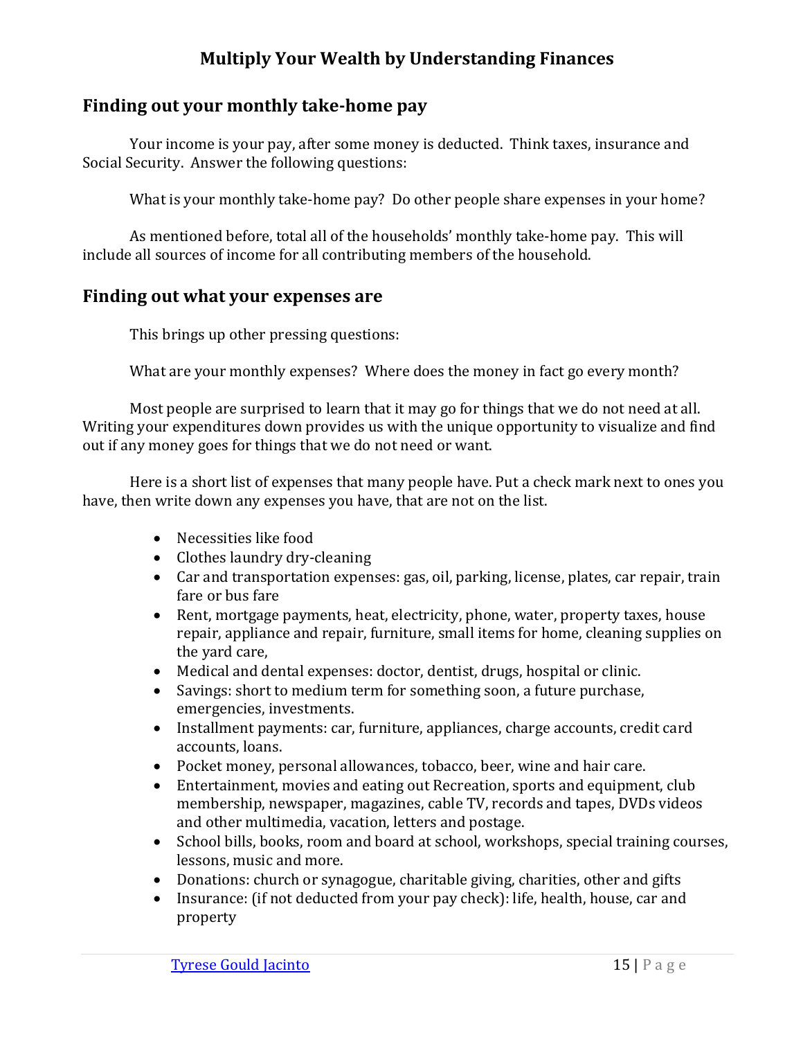# Multiply Your Wealth by Understanding Finances

## Finding out your monthly take-home pay

Your income is your pay, after some money is deducted. Think taxes, insurance and Social Security. Answer the following questions:

What is your monthly take-home pay? Do other people share expenses in your home?

As mentioned before, total all of the households' monthly take-home pay. This will include all sources of income for all contributing members of the household.

## Finding out what your expenses are

This brings up other pressing questions:

What are your monthly expenses? Where does the money in fact go every month?

Most people are surprised to learn that it may go for things that we do not need at all. Writing your expenditures down provides us with the unique opportunity to visualize and find out if any money goes for things that we do not need or want.

Here is a short list of expenses that many people have. Put a check mark next to ones you have, then write down any expenses you have, that are not on the list.

- Necessities like food
- Clothes laundry dry-cleaning
- Car and transportation expenses: gas, oil, parking, license, plates, car repair, train fare or bus fare
- Rent, mortgage payments, heat, electricity, phone, water, property taxes, house repair, appliance and repair, furniture, small items for home, cleaning supplies on the yard care,
- Medical and dental expenses: doctor, dentist, drugs, hospital or clinic.
- Savings: short to medium term for something soon, a future purchase, emergencies, investments.
- Installment payments: car, furniture, appliances, charge accounts, credit card accounts, loans.
- Pocket money, personal allowances, tobacco, beer, wine and hair care.
- Entertainment, movies and eating out Recreation, sports and equipment, club membership, newspaper, magazines, cable TV, records and tapes, DVDs videos and other multimedia, vacation, letters and postage.
- School bills, books, room and board at school, workshops, special training courses, lessons, music and more.
- Donations: church or synagogue, charitable giving, charities, other and gifts
- Insurance: (if not deducted from your pay check): life, health, house, car and property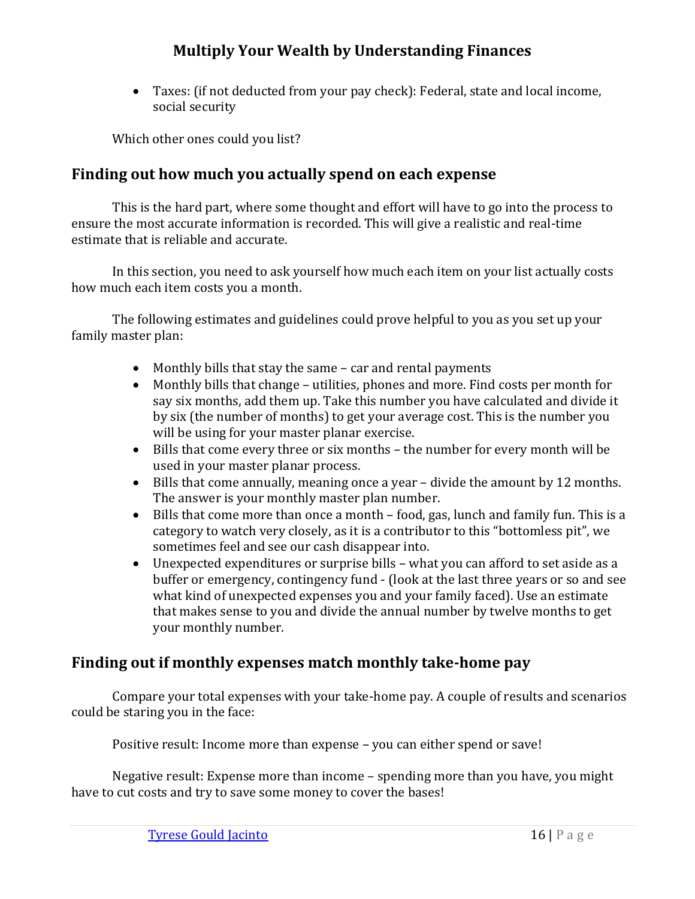- Taxes: (if not deducted from your pay check): Federal, state and local income, social security

Which other ones could you list?

## Finding out how much you actually spend on each expense

This is the hard part, where some thought and effort will have to go into the process to ensure the most accurate information is recorded. This will give a realistic and real-time estimate that is reliable and accurate.

In this section, you need to ask yourself how much each item on your list actually costs how much each item costs you a month.

The following estimates and guidelines could prove helpful to you as you set up your family master plan:

- Monthly bills that stay the same – car and rental payments
- Monthly bills that change – utilities, phones and more. Find costs per month for say six months, add them up. Take this number you have calculated and divide it by six (the number of months) to get your average cost. This is the number you will be using for your master planar exercise.
- Bills that come every three or six months – the number for every month will be used in your master planar process.
- Bills that come annually, meaning once a year – divide the amount by 12 months. The answer is your monthly master plan number.
- Bills that come more than once a month – food, gas, lunch and family fun. This is a category to watch very closely, as it is a contributor to this "bottomless pit", we sometimes feel and see our cash disappear into.
- Unexpected expenditures or surprise bills – what you can afford to set aside as a buffer or emergency, contingency fund - (look at the last three years or so and see what kind of unexpected expenses you and your family faced). Use an estimate that makes sense to you and divide the annual number by twelve months to get your monthly number.

## Finding out if monthly expenses match monthly take-home pay

Compare your total expenses with your take-home pay. A couple of results and scenarios could be staring you in the face:

Positive result: Income more than expense – you can either spend or save!

Negative result: Expense more than income – spending more than you have, you might have to cut costs and try to save some money to cover the bases!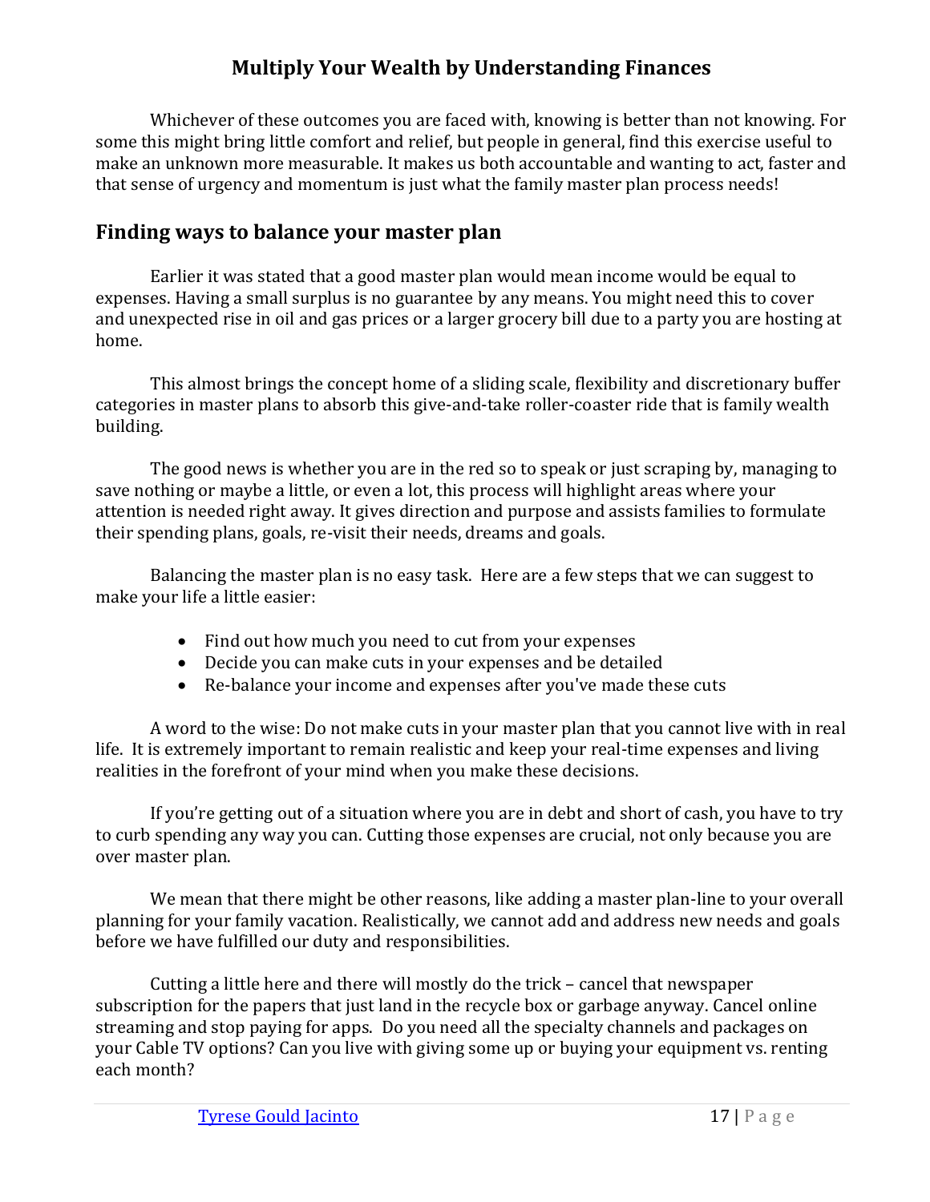Whichever of these outcomes you are faced with, knowing is better than not knowing. For some this might bring little comfort and relief, but people in general, find this exercise useful to make an unknown more measurable. It makes us both accountable and wanting to act, faster and that sense of urgency and momentum is just what the family master plan process needs!

## Finding ways to balance your master plan

Earlier it was stated that a good master plan would mean income would be equal to expenses. Having a small surplus is no guarantee by any means. You might need this to cover and unexpected rise in oil and gas prices or a larger grocery bill due to a party you are hosting at home.

This almost brings the concept home of a sliding scale, flexibility and discretionary buffer categories in master plans to absorb this give-and-take roller-coaster ride that is family wealth building.

The good news is whether you are in the red so to speak or just scraping by, managing to save nothing or maybe a little, or even a lot, this process will highlight areas where your attention is needed right away. It gives direction and purpose and assists families to formulate their spending plans, goals, re-visit their needs, dreams and goals.

Balancing the master plan is no easy task. Here are a few steps that we can suggest to make your life a little easier:

- Find out how much you need to cut from your expenses
- Decide you can make cuts in your expenses and be detailed
- Re-balance your income and expenses after you've made these cuts

A word to the wise: Do not make cuts in your master plan that you cannot live with in real life. It is extremely important to remain realistic and keep your real-time expenses and living realities in the forefront of your mind when you make these decisions.

If you're getting out of a situation where you are in debt and short of cash, you have to try to curb spending any way you can. Cutting those expenses are crucial, not only because you are over master plan.

We mean that there might be other reasons, like adding a master plan-line to your overall planning for your family vacation. Realistically, we cannot add and address new needs and goals before we have fulfilled our duty and responsibilities.

Cutting a little here and there will mostly do the trick – cancel that newspaper subscription for the papers that just land in the recycle box or garbage anyway. Cancel online streaming and stop paying for apps. Do you need all the specialty channels and packages on your Cable TV options? Can you live with giving some up or buying your equipment vs. renting each month?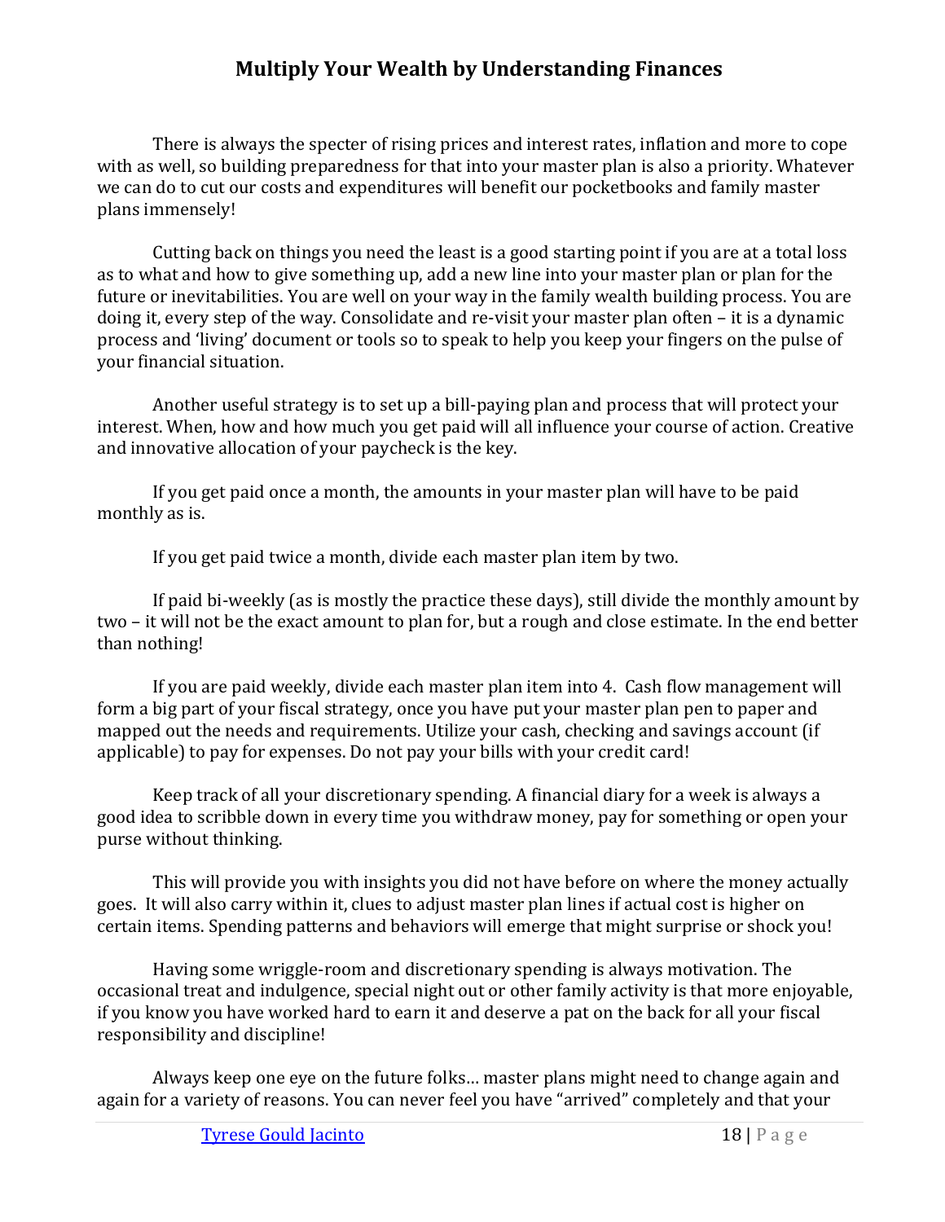There is always the specter of rising prices and interest rates, inflation and more to cope with as well, so building preparedness for that into your master plan is also a priority. Whatever we can do to cut our costs and expenditures will benefit our pocketbooks and family master plans immensely!

Cutting back on things you need the least is a good starting point if you are at a total loss as to what and how to give something up, add a new line into your master plan or plan for the future or inevitabilities. You are well on your way in the family wealth building process. You are doing it, every step of the way. Consolidate and re-visit your master plan often – it is a dynamic process and 'living' document or tools so to speak to help you keep your fingers on the pulse of your financial situation.

Another useful strategy is to set up a bill-paying plan and process that will protect your interest. When, how and how much you get paid will all influence your course of action. Creative and innovative allocation of your paycheck is the key.

If you get paid once a month, the amounts in your master plan will have to be paid monthly as is.

If you get paid twice a month, divide each master plan item by two.

If paid bi-weekly (as is mostly the practice these days), still divide the monthly amount by two – it will not be the exact amount to plan for, but a rough and close estimate. In the end better than nothing!

If you are paid weekly, divide each master plan item into 4. Cash flow management will form a big part of your fiscal strategy, once you have put your master plan pen to paper and mapped out the needs and requirements. Utilize your cash, checking and savings account (if applicable) to pay for expenses. Do not pay your bills with your credit card!

Keep track of all your discretionary spending. A financial diary for a week is always a good idea to scribble down in every time you withdraw money, pay for something or open your purse without thinking.

This will provide you with insights you did not have before on where the money actually goes. It will also carry within it, clues to adjust master plan lines if actual cost is higher on certain items. Spending patterns and behaviors will emerge that might surprise or shock you!

Having some wriggle-room and discretionary spending is always motivation. The occasional treat and indulgence, special night out or other family activity is that more enjoyable, if you know you have worked hard to earn it and deserve a pat on the back for all your fiscal responsibility and discipline!

Always keep one eye on the future folks… master plans might need to change again and again for a variety of reasons. You can never feel you have "arrived" completely and that your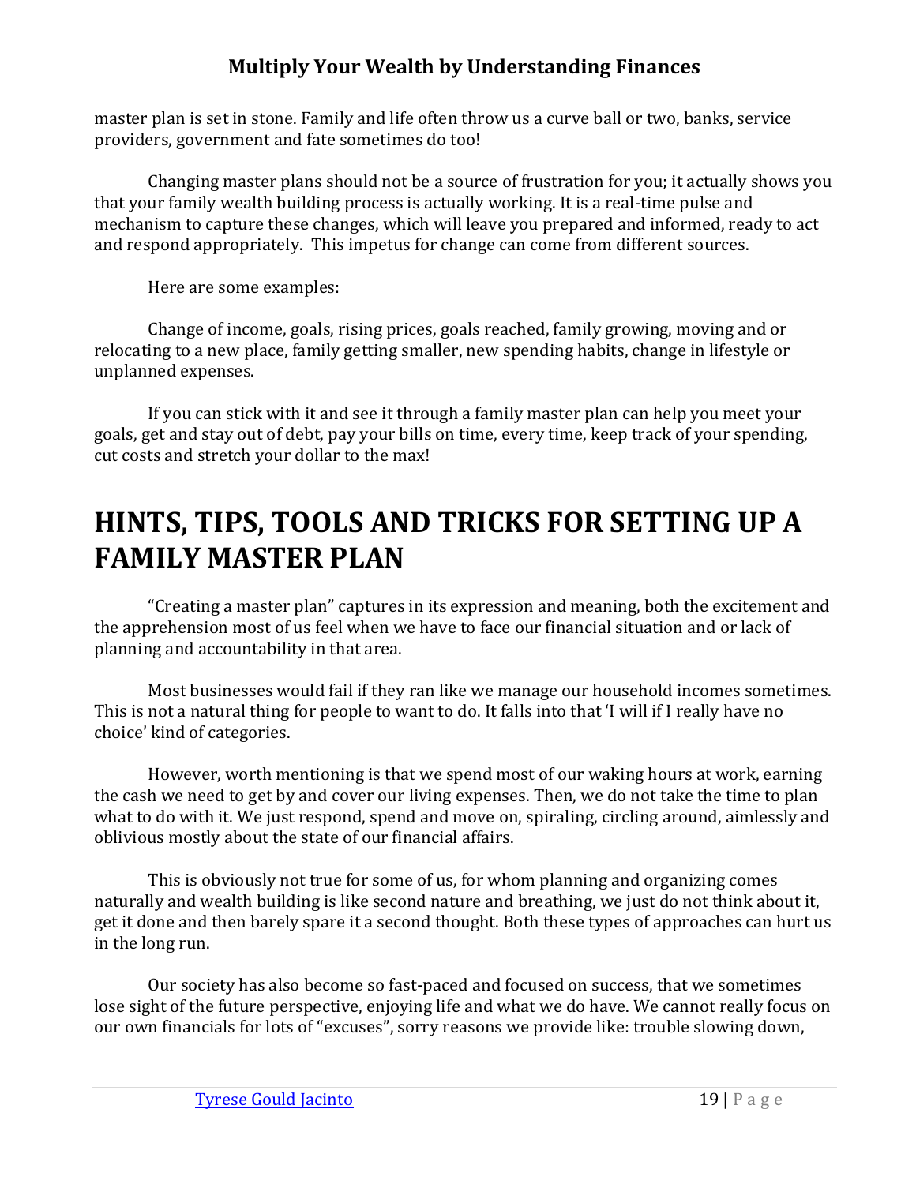master plan is set in stone. Family and life often throw us a curve ball or two, banks, service providers, government and fate sometimes do too!

Changing master plans should not be a source of frustration for you; it actually shows you that your family wealth building process is actually working. It is a real-time pulse and mechanism to capture these changes, which will leave you prepared and informed, ready to act and respond appropriately. This impetus for change can come from different sources.

Here are some examples:

Change of income, goals, rising prices, goals reached, family growing, moving and or relocating to a new place, family getting smaller, new spending habits, change in lifestyle or unplanned expenses.

If you can stick with it and see it through a family master plan can help you meet your goals, get and stay out of debt, pay your bills on time, every time, keep track of your spending, cut costs and stretch your dollar to the max!

# HINTS, TIPS, TOOLS AND TRICKS FOR SETTING UP A FAMILY MASTER PLAN

"Creating a master plan" captures in its expression and meaning, both the excitement and the apprehension most of us feel when we have to face our financial situation and or lack of planning and accountability in that area.

Most businesses would fail if they ran like we manage our household incomes sometimes. This is not a natural thing for people to want to do. It falls into that 'I will if I really have no choice' kind of categories.

However, worth mentioning is that we spend most of our waking hours at work, earning the cash we need to get by and cover our living expenses. Then, we do not take the time to plan what to do with it. We just respond, spend and move on, spiraling, circling around, aimlessly and oblivious mostly about the state of our financial affairs.

This is obviously not true for some of us, for whom planning and organizing comes naturally and wealth building is like second nature and breathing, we just do not think about it, get it done and then barely spare it a second thought. Both these types of approaches can hurt us in the long run.

Our society has also become so fast-paced and focused on success, that we sometimes lose sight of the future perspective, enjoying life and what we do have. We cannot really focus on our own financials for lots of "excuses", sorry reasons we provide like: trouble slowing down,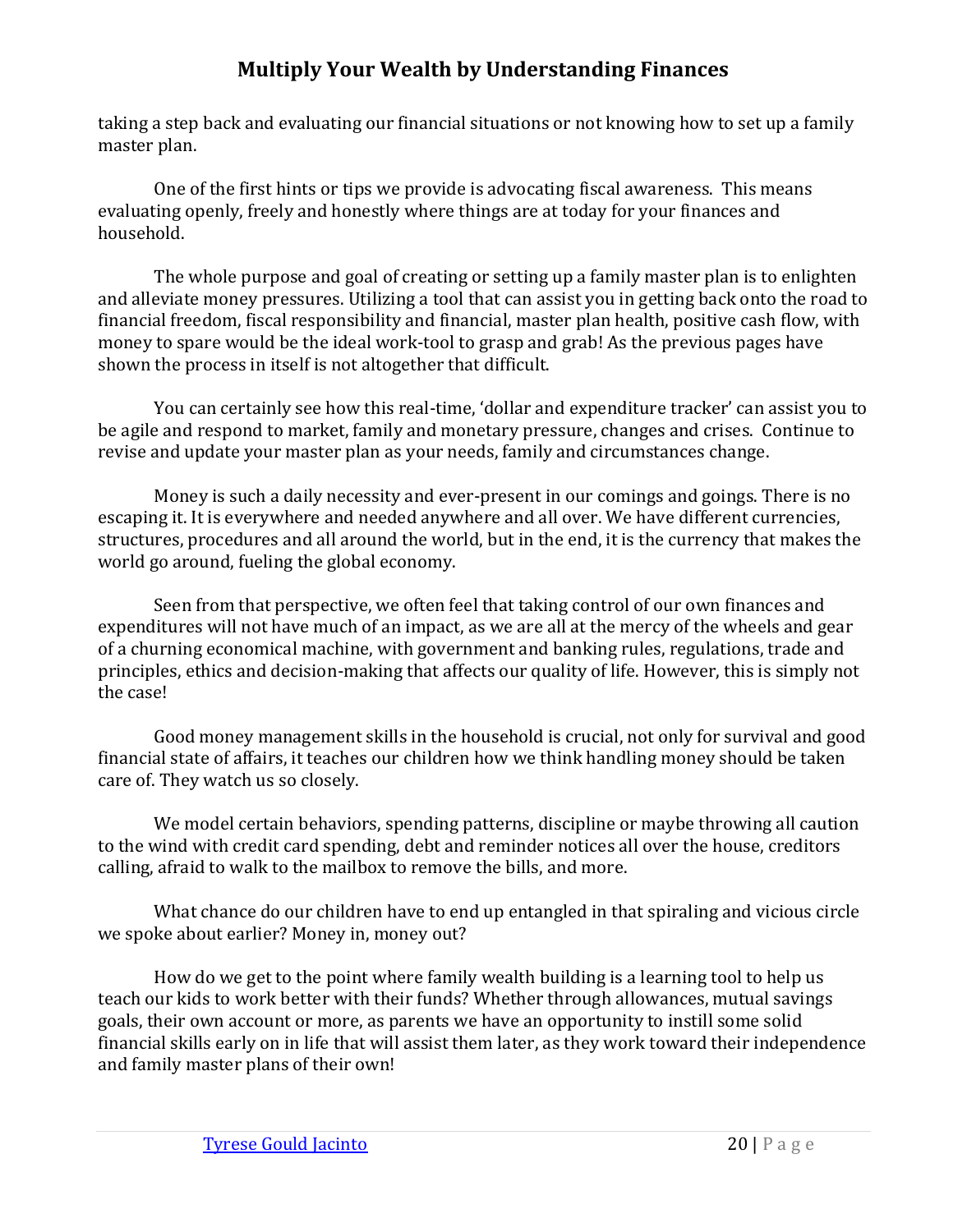taking a step back and evaluating our financial situations or not knowing how to set up a family master plan.

One of the first hints or tips we provide is advocating fiscal awareness. This means evaluating openly, freely and honestly where things are at today for your finances and household.

The whole purpose and goal of creating or setting up a family master plan is to enlighten and alleviate money pressures. Utilizing a tool that can assist you in getting back onto the road to financial freedom, fiscal responsibility and financial, master plan health, positive cash flow, with money to spare would be the ideal work-tool to grasp and grab! As the previous pages have shown the process in itself is not altogether that difficult.

You can certainly see how this real-time, 'dollar and expenditure tracker' can assist you to be agile and respond to market, family and monetary pressure, changes and crises. Continue to revise and update your master plan as your needs, family and circumstances change.

Money is such a daily necessity and ever-present in our comings and goings. There is no escaping it. It is everywhere and needed anywhere and all over. We have different currencies, structures, procedures and all around the world, but in the end, it is the currency that makes the world go around, fueling the global economy.

Seen from that perspective, we often feel that taking control of our own finances and expenditures will not have much of an impact, as we are all at the mercy of the wheels and gear of a churning economical machine, with government and banking rules, regulations, trade and principles, ethics and decision-making that affects our quality of life. However, this is simply not the case!

Good money management skills in the household is crucial, not only for survival and good financial state of affairs, it teaches our children how we think handling money should be taken care of. They watch us so closely.

We model certain behaviors, spending patterns, discipline or maybe throwing all caution to the wind with credit card spending, debt and reminder notices all over the house, creditors calling, afraid to walk to the mailbox to remove the bills, and more.

What chance do our children have to end up entangled in that spiraling and vicious circle we spoke about earlier? Money in, money out?

How do we get to the point where family wealth building is a learning tool to help us teach our kids to work better with their funds? Whether through allowances, mutual savings goals, their own account or more, as parents we have an opportunity to instill some solid financial skills early on in life that will assist them later, as they work toward their independence and family master plans of their own!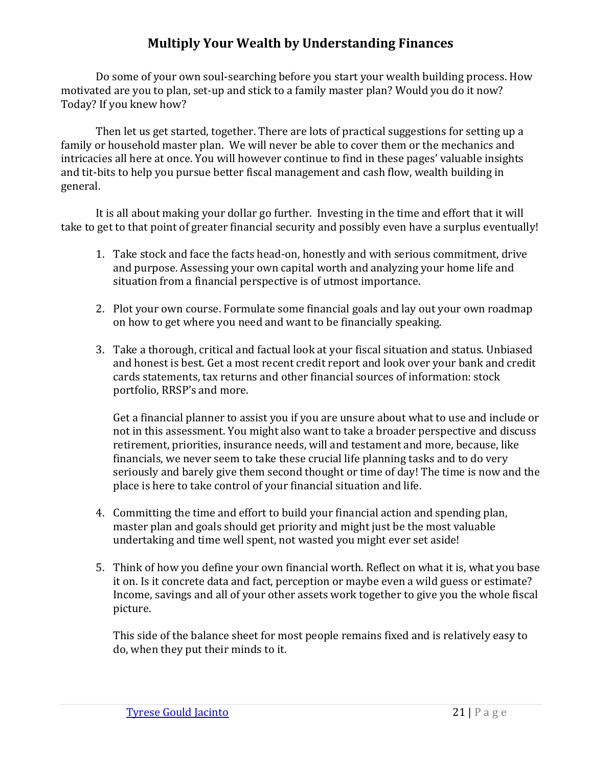# Multiply Your Wealth by Understanding Finances

Do some of your own soul-searching before you start your wealth building process. How motivated are you to plan, set-up and stick to a family master plan? Would you do it now? Today? If you knew how?

Then let us get started, together. There are lots of practical suggestions for setting up a family or household master plan. We will never be able to cover them or the mechanics and intricacies all here at once. You will however continue to find in these pages' valuable insights and tit-bits to help you pursue better fiscal management and cash flow, wealth building in general.

It is all about making your dollar go further. Investing in the time and effort that it will take to get to that point of greater financial security and possibly even have a surplus eventually!

1. Take stock and face the facts head-on, honestly and with serious commitment, drive and purpose. Assessing your own capital worth and analyzing your home life and situation from a financial perspective is of utmost importance.

2. Plot your own course. Formulate some financial goals and lay out your own roadmap on how to get where you need and want to be financially speaking.

3. Take a thorough, critical and factual look at your fiscal situation and status. Unbiased and honest is best. Get a most recent credit report and look over your bank and credit cards statements, tax returns and other financial sources of information: stock portfolio, RRSP's and more.

   Get a financial planner to assist you if you are unsure about what to use and include or not in this assessment. You might also want to take a broader perspective and discuss retirement, priorities, insurance needs, will and testament and more, because, like financials, we never seem to take these crucial life planning tasks and to do very seriously and barely give them second thought or time of day! The time is now and the place is here to take control of your financial situation and life.

4. Committing the time and effort to build your financial action and spending plan, master plan and goals should get priority and might just be the most valuable undertaking and time well spent, not wasted you might ever set aside!

5. Think of how you define your own financial worth. Reflect on what it is, what you base it on. Is it concrete data and fact, perception or maybe even a wild guess or estimate? Income, savings and all of your other assets work together to give you the whole fiscal picture.

   This side of the balance sheet for most people remains fixed and is relatively easy to do, when they put their minds to it.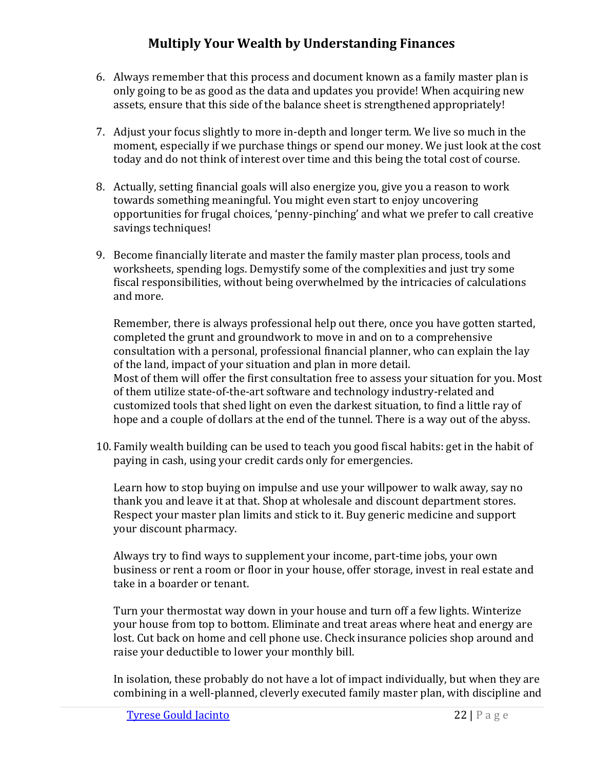6. Always remember that this process and document known as a family master plan is only going to be as good as the data and updates you provide! When acquiring new assets, ensure that this side of the balance sheet is strengthened appropriately!

7. Adjust your focus slightly to more in-depth and longer term. We live so much in the moment, especially if we purchase things or spend our money. We just look at the cost today and do not think of interest over time and this being the total cost of course.

8. Actually, setting financial goals will also energize you, give you a reason to work towards something meaningful. You might even start to enjoy uncovering opportunities for frugal choices, 'penny-pinching' and what we prefer to call creative savings techniques!

9. Become financially literate and master the family master plan process, tools and worksheets, spending logs. Demystify some of the complexities and just try some fiscal responsibilities, without being overwhelmed by the intricacies of calculations and more.

   Remember, there is always professional help out there, once you have gotten started, completed the grunt and groundwork to move in and on to a comprehensive consultation with a personal, professional financial planner, who can explain the lay of the land, impact of your situation and plan in more detail.
   Most of them will offer the first consultation free to assess your situation for you. Most of them utilize state-of-the-art software and technology industry-related and customized tools that shed light on even the darkest situation, to find a little ray of hope and a couple of dollars at the end of the tunnel. There is a way out of the abyss.

10. Family wealth building can be used to teach you good fiscal habits: get in the habit of paying in cash, using your credit cards only for emergencies.

    Learn how to stop buying on impulse and use your willpower to walk away, say no thank you and leave it at that. Shop at wholesale and discount department stores. Respect your master plan limits and stick to it. Buy generic medicine and support your discount pharmacy.

    Always try to find ways to supplement your income, part-time jobs, your own business or rent a room or floor in your house, offer storage, invest in real estate and take in a boarder or tenant.

    Turn your thermostat way down in your house and turn off a few lights. Winterize your house from top to bottom. Eliminate and treat areas where heat and energy are lost. Cut back on home and cell phone use. Check insurance policies shop around and raise your deductible to lower your monthly bill.

    In isolation, these probably do not have a lot of impact individually, but when they are combining in a well-planned, cleverly executed family master plan, with discipline and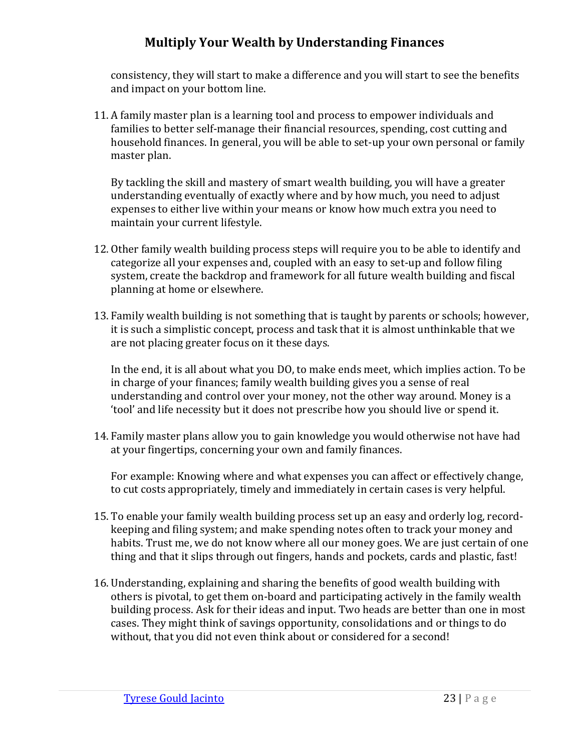consistency, they will start to make a difference and you will start to see the benefits and impact on your bottom line.

11. A family master plan is a learning tool and process to empower individuals and families to better self-manage their financial resources, spending, cost cutting and household finances. In general, you will be able to set-up your own personal or family master plan.

    By tackling the skill and mastery of smart wealth building, you will have a greater understanding eventually of exactly where and by how much, you need to adjust expenses to either live within your means or know how much extra you need to maintain your current lifestyle.

12. Other family wealth building process steps will require you to be able to identify and categorize all your expenses and, coupled with an easy to set-up and follow filing system, create the backdrop and framework for all future wealth building and fiscal planning at home or elsewhere.

13. Family wealth building is not something that is taught by parents or schools; however, it is such a simplistic concept, process and task that it is almost unthinkable that we are not placing greater focus on it these days.

    In the end, it is all about what you DO, to make ends meet, which implies action. To be in charge of your finances; family wealth building gives you a sense of real understanding and control over your money, not the other way around. Money is a 'tool' and life necessity but it does not prescribe how you should live or spend it.

14. Family master plans allow you to gain knowledge you would otherwise not have had at your fingertips, concerning your own and family finances.

    For example: Knowing where and what expenses you can affect or effectively change, to cut costs appropriately, timely and immediately in certain cases is very helpful.

15. To enable your family wealth building process set up an easy and orderly log, record-keeping and filing system; and make spending notes often to track your money and habits. Trust me, we do not know where all our money goes. We are just certain of one thing and that it slips through out fingers, hands and pockets, cards and plastic, fast!

16. Understanding, explaining and sharing the benefits of good wealth building with others is pivotal, to get them on-board and participating actively in the family wealth building process. Ask for their ideas and input. Two heads are better than one in most cases. They might think of savings opportunity, consolidations and or things to do without, that you did not even think about or considered for a second!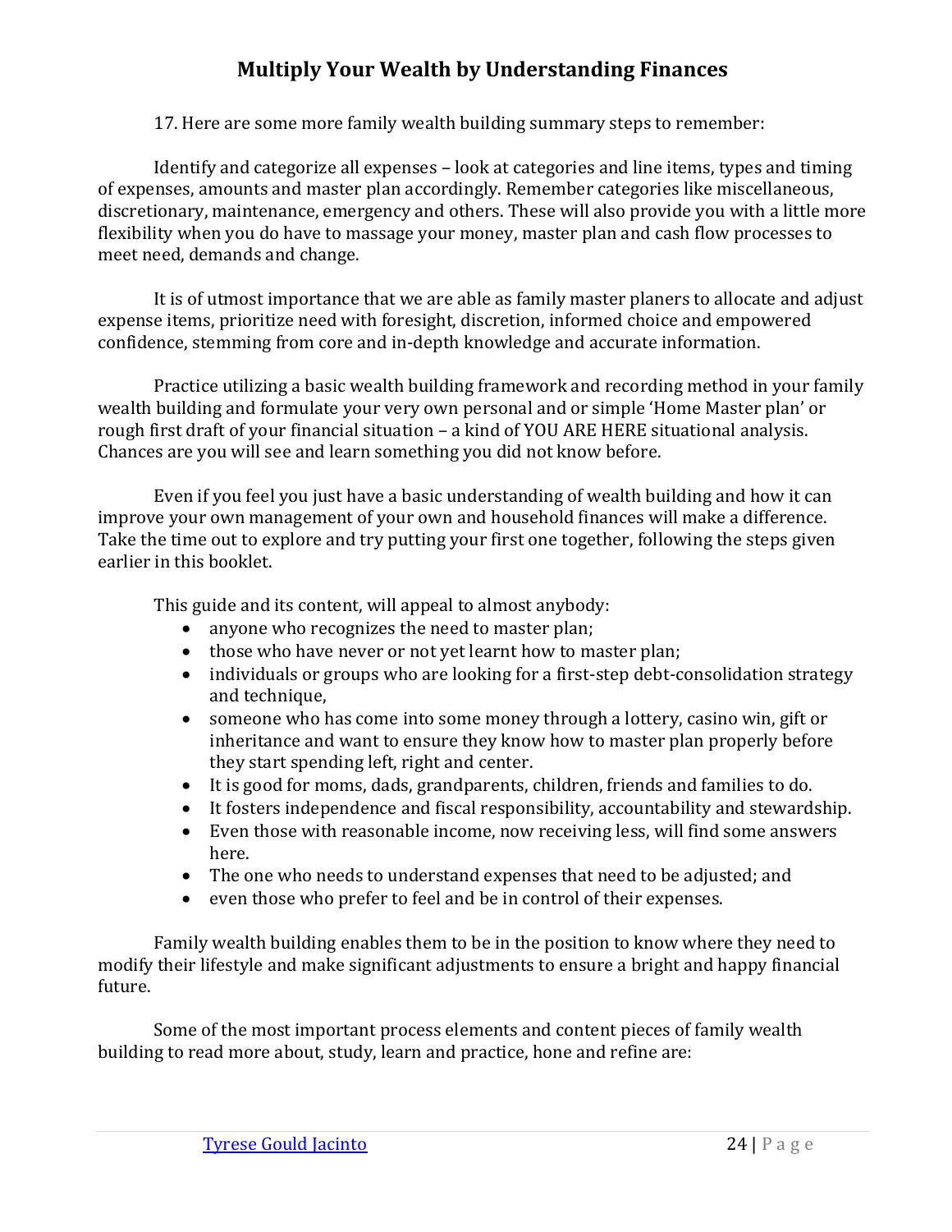17. Here are some more family wealth building summary steps to remember:

Identify and categorize all expenses – look at categories and line items, types and timing of expenses, amounts and master plan accordingly. Remember categories like miscellaneous, discretionary, maintenance, emergency and others. These will also provide you with a little more flexibility when you do have to massage your money, master plan and cash flow processes to meet need, demands and change.

It is of utmost importance that we are able as family master planers to allocate and adjust expense items, prioritize need with foresight, discretion, informed choice and empowered confidence, stemming from core and in-depth knowledge and accurate information.

Practice utilizing a basic wealth building framework and recording method in your family wealth building and formulate your very own personal and or simple 'Home Master plan' or rough first draft of your financial situation – a kind of YOU ARE HERE situational analysis. Chances are you will see and learn something you did not know before.

Even if you feel you just have a basic understanding of wealth building and how it can improve your own management of your own and household finances will make a difference. Take the time out to explore and try putting your first one together, following the steps given earlier in this booklet.

This guide and its content, will appeal to almost anybody:

- anyone who recognizes the need to master plan;
- those who have never or not yet learnt how to master plan;
- individuals or groups who are looking for a first-step debt-consolidation strategy and technique,
- someone who has come into some money through a lottery, casino win, gift or inheritance and want to ensure they know how to master plan properly before they start spending left, right and center.
- It is good for moms, dads, grandparents, children, friends and families to do.
- It fosters independence and fiscal responsibility, accountability and stewardship.
- Even those with reasonable income, now receiving less, will find some answers here.
- The one who needs to understand expenses that need to be adjusted; and
- even those who prefer to feel and be in control of their expenses.

Family wealth building enables them to be in the position to know where they need to modify their lifestyle and make significant adjustments to ensure a bright and happy financial future.

Some of the most important process elements and content pieces of family wealth building to read more about, study, learn and practice, hone and refine are: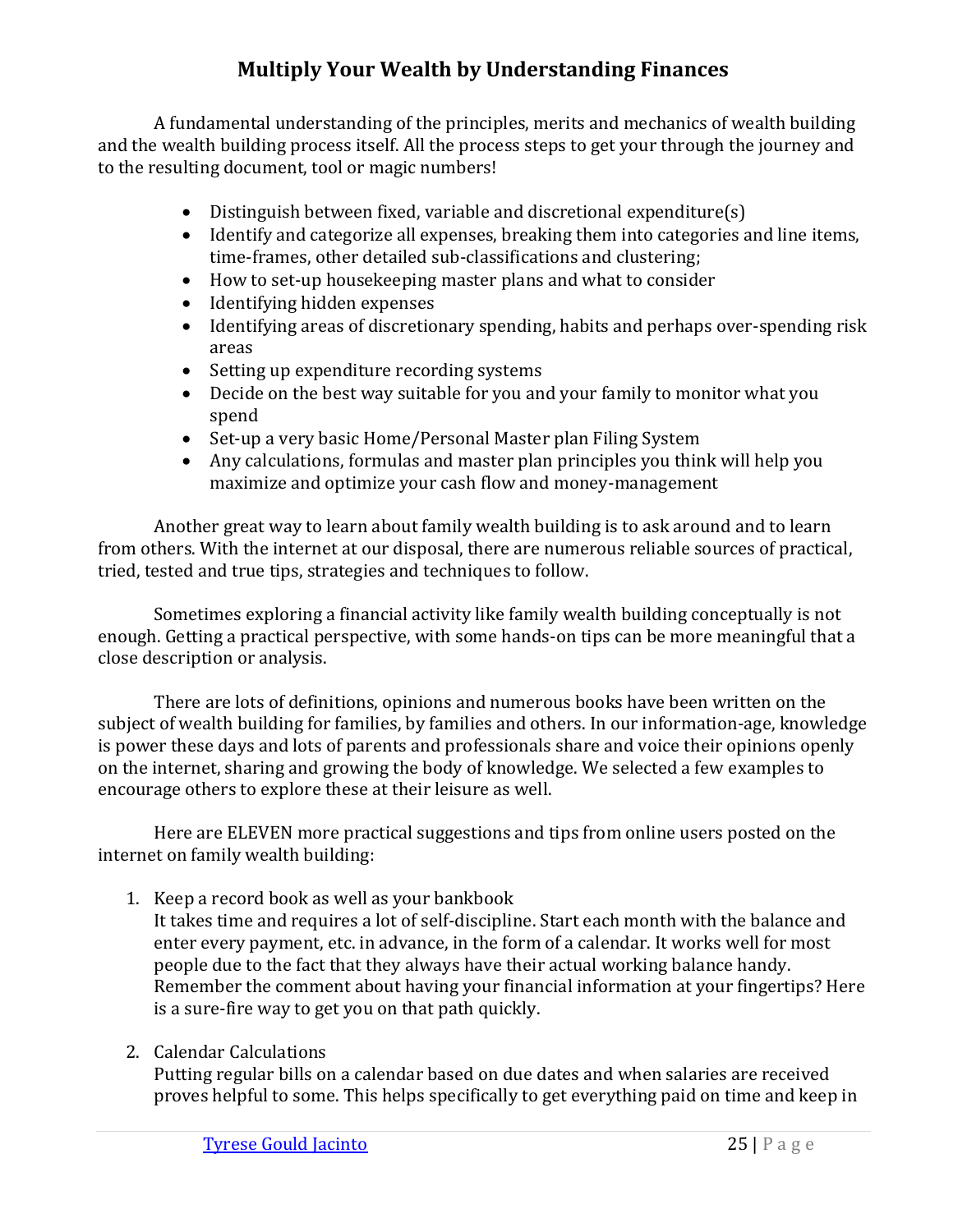## Multiply Your Wealth by Understanding Finances

A fundamental understanding of the principles, merits and mechanics of wealth building and the wealth building process itself. All the process steps to get your through the journey and to the resulting document, tool or magic numbers!

- Distinguish between fixed, variable and discretional expenditure(s)
- Identify and categorize all expenses, breaking them into categories and line items, time-frames, other detailed sub-classifications and clustering;
- How to set-up housekeeping master plans and what to consider
- Identifying hidden expenses
- Identifying areas of discretionary spending, habits and perhaps over-spending risk areas
- Setting up expenditure recording systems
- Decide on the best way suitable for you and your family to monitor what you spend
- Set-up a very basic Home/Personal Master plan Filing System
- Any calculations, formulas and master plan principles you think will help you maximize and optimize your cash flow and money-management

Another great way to learn about family wealth building is to ask around and to learn from others. With the internet at our disposal, there are numerous reliable sources of practical, tried, tested and true tips, strategies and techniques to follow.

Sometimes exploring a financial activity like family wealth building conceptually is not enough. Getting a practical perspective, with some hands-on tips can be more meaningful that a close description or analysis.

There are lots of definitions, opinions and numerous books have been written on the subject of wealth building for families, by families and others. In our information-age, knowledge is power these days and lots of parents and professionals share and voice their opinions openly on the internet, sharing and growing the body of knowledge. We selected a few examples to encourage others to explore these at their leisure as well.

Here are ELEVEN more practical suggestions and tips from online users posted on the internet on family wealth building:

1. Keep a record book as well as your bankbook
   It takes time and requires a lot of self-discipline. Start each month with the balance and enter every payment, etc. in advance, in the form of a calendar. It works well for most people due to the fact that they always have their actual working balance handy. Remember the comment about having your financial information at your fingertips? Here is a sure-fire way to get you on that path quickly.

2. Calendar Calculations
   Putting regular bills on a calendar based on due dates and when salaries are received proves helpful to some. This helps specifically to get everything paid on time and keep in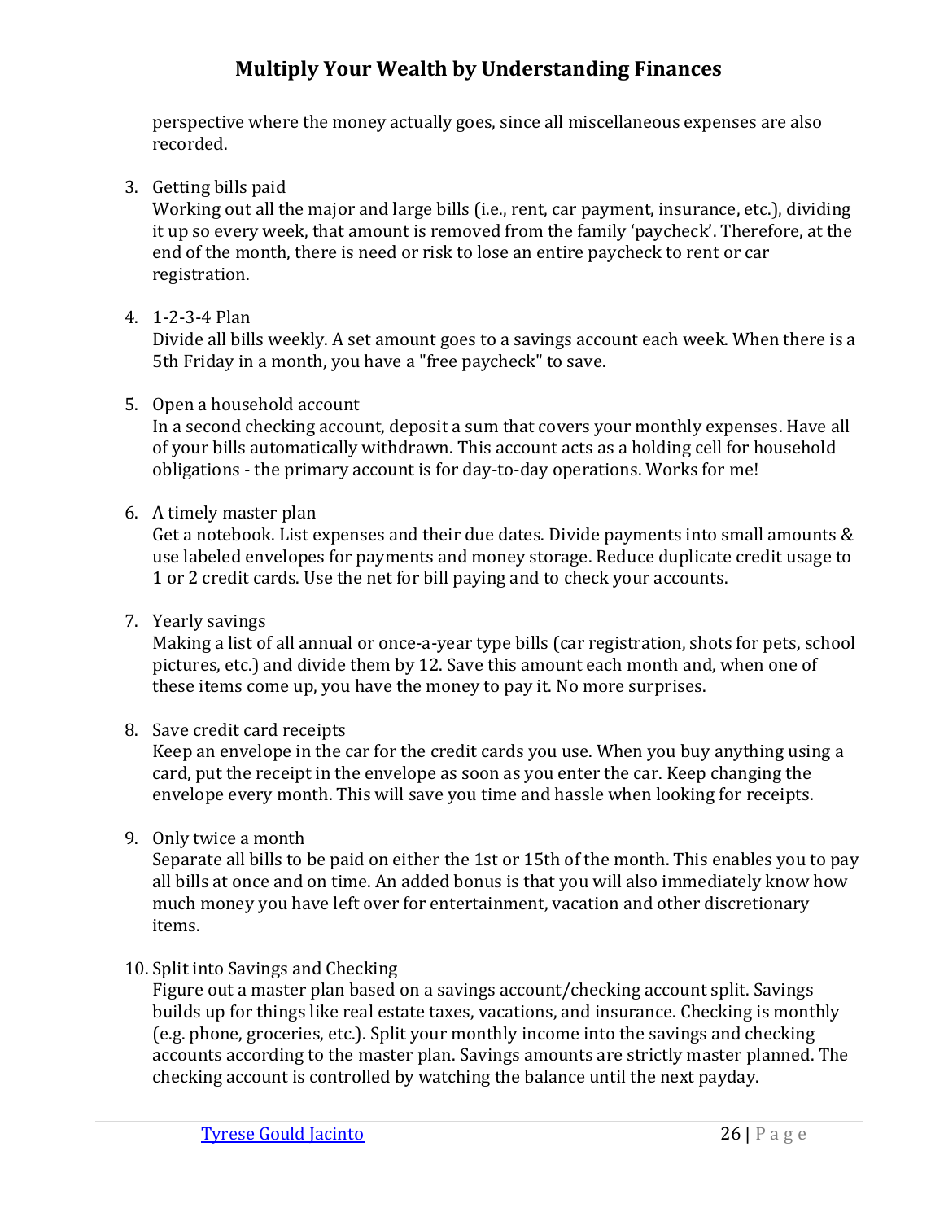perspective where the money actually goes, since all miscellaneous expenses are also recorded.

3. Getting bills paid
   Working out all the major and large bills (i.e., rent, car payment, insurance, etc.), dividing it up so every week, that amount is removed from the family 'paycheck'. Therefore, at the end of the month, there is need or risk to lose an entire paycheck to rent or car registration.

4. 1-2-3-4 Plan
   Divide all bills weekly. A set amount goes to a savings account each week. When there is a 5th Friday in a month, you have a "free paycheck" to save.

5. Open a household account
   In a second checking account, deposit a sum that covers your monthly expenses. Have all of your bills automatically withdrawn. This account acts as a holding cell for household obligations - the primary account is for day-to-day operations. Works for me!

6. A timely master plan
   Get a notebook. List expenses and their due dates. Divide payments into small amounts & use labeled envelopes for payments and money storage. Reduce duplicate credit usage to 1 or 2 credit cards. Use the net for bill paying and to check your accounts.

7. Yearly savings
   Making a list of all annual or once-a-year type bills (car registration, shots for pets, school pictures, etc.) and divide them by 12. Save this amount each month and, when one of these items come up, you have the money to pay it. No more surprises.

8. Save credit card receipts
   Keep an envelope in the car for the credit cards you use. When you buy anything using a card, put the receipt in the envelope as soon as you enter the car. Keep changing the envelope every month. This will save you time and hassle when looking for receipts.

9. Only twice a month
   Separate all bills to be paid on either the 1st or 15th of the month. This enables you to pay all bills at once and on time. An added bonus is that you will also immediately know how much money you have left over for entertainment, vacation and other discretionary items.

10. Split into Savings and Checking
    Figure out a master plan based on a savings account/checking account split. Savings builds up for things like real estate taxes, vacations, and insurance. Checking is monthly (e.g. phone, groceries, etc.). Split your monthly income into the savings and checking accounts according to the master plan. Savings amounts are strictly master planned. The checking account is controlled by watching the balance until the next payday.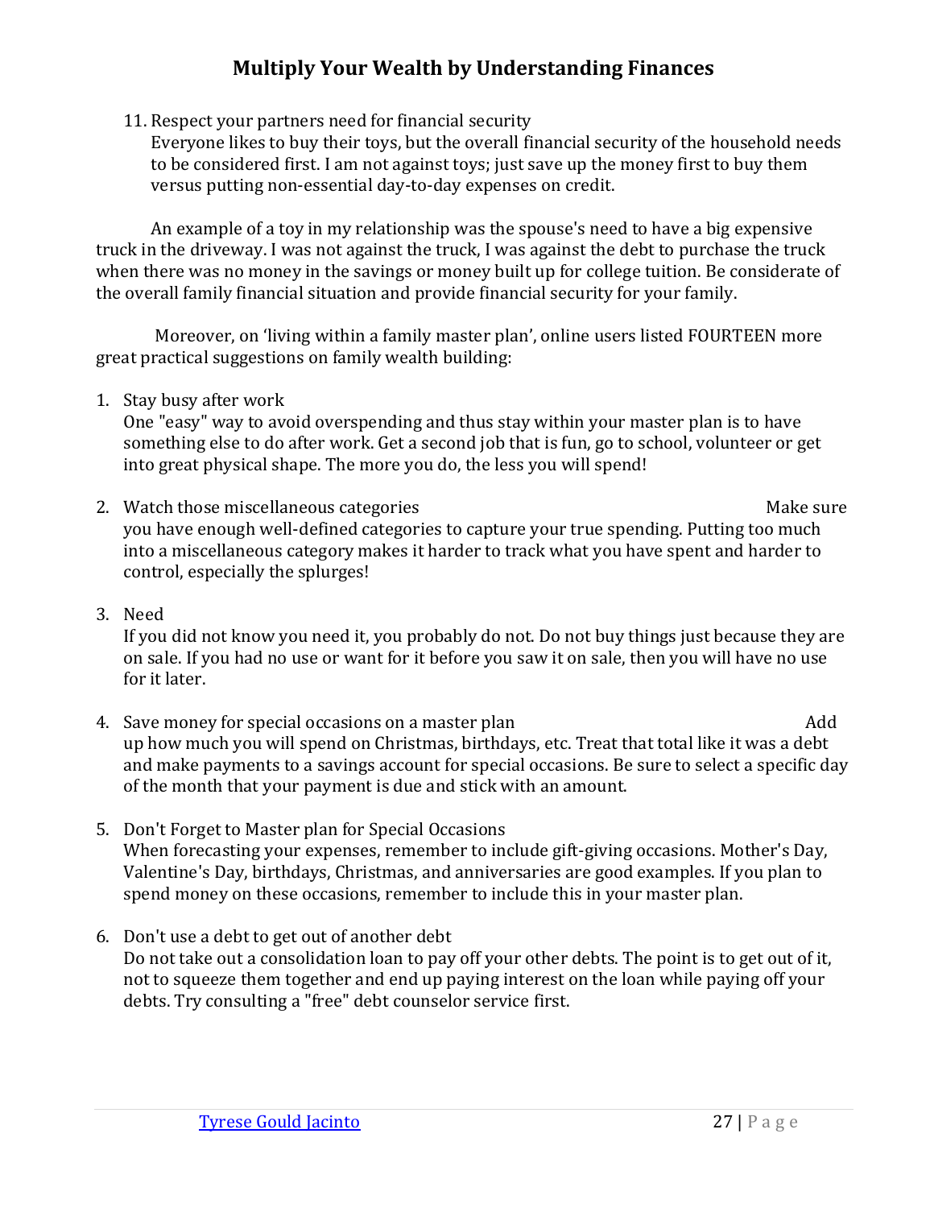11. Respect your partners need for financial security
    Everyone likes to buy their toys, but the overall financial security of the household needs to be considered first. I am not against toys; just save up the money first to buy them versus putting non-essential day-to-day expenses on credit.

An example of a toy in my relationship was the spouse's need to have a big expensive truck in the driveway. I was not against the truck, I was against the debt to purchase the truck when there was no money in the savings or money built up for college tuition. Be considerate of the overall family financial situation and provide financial security for your family.

Moreover, on 'living within a family master plan', online users listed FOURTEEN more great practical suggestions on family wealth building:

1. Stay busy after work
   One "easy" way to avoid overspending and thus stay within your master plan is to have something else to do after work. Get a second job that is fun, go to school, volunteer or get into great physical shape. The more you do, the less you will spend!

2. Watch those miscellaneous categories
   Make sure you have enough well-defined categories to capture your true spending. Putting too much into a miscellaneous category makes it harder to track what you have spent and harder to control, especially the splurges!

3. Need
   If you did not know you need it, you probably do not. Do not buy things just because they are on sale. If you had no use or want for it before you saw it on sale, then you will have no use for it later.

4. Save money for special occasions on a master plan
   Add up how much you will spend on Christmas, birthdays, etc. Treat that total like it was a debt and make payments to a savings account for special occasions. Be sure to select a specific day of the month that your payment is due and stick with an amount.

5. Don't Forget to Master plan for Special Occasions
   When forecasting your expenses, remember to include gift-giving occasions. Mother's Day, Valentine's Day, birthdays, Christmas, and anniversaries are good examples. If you plan to spend money on these occasions, remember to include this in your master plan.

6. Don't use a debt to get out of another debt
   Do not take out a consolidation loan to pay off your other debts. The point is to get out of it, not to squeeze them together and end up paying interest on the loan while paying off your debts. Try consulting a "free" debt counselor service first.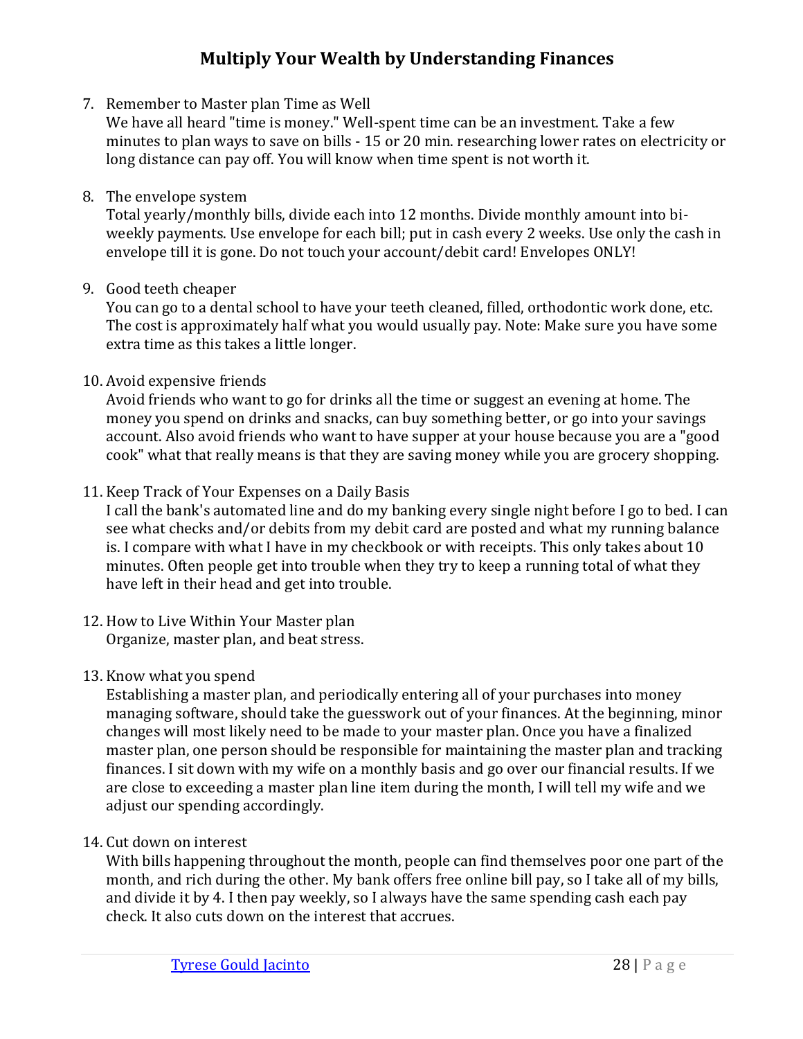7. Remember to Master plan Time as Well
   We have all heard "time is money." Well-spent time can be an investment. Take a few minutes to plan ways to save on bills - 15 or 20 min. researching lower rates on electricity or long distance can pay off. You will know when time spent is not worth it.

8. The envelope system
   Total yearly/monthly bills, divide each into 12 months. Divide monthly amount into bi-weekly payments. Use envelope for each bill; put in cash every 2 weeks. Use only the cash in envelope till it is gone. Do not touch your account/debit card! Envelopes ONLY!

9. Good teeth cheaper
   You can go to a dental school to have your teeth cleaned, filled, orthodontic work done, etc. The cost is approximately half what you would usually pay. Note: Make sure you have some extra time as this takes a little longer.

10. Avoid expensive friends
    Avoid friends who want to go for drinks all the time or suggest an evening at home. The money you spend on drinks and snacks, can buy something better, or go into your savings account. Also avoid friends who want to have supper at your house because you are a "good cook" what that really means is that they are saving money while you are grocery shopping.

11. Keep Track of Your Expenses on a Daily Basis
    I call the bank's automated line and do my banking every single night before I go to bed. I can see what checks and/or debits from my debit card are posted and what my running balance is. I compare with what I have in my checkbook or with receipts. This only takes about 10 minutes. Often people get into trouble when they try to keep a running total of what they have left in their head and get into trouble.

12. How to Live Within Your Master plan
    Organize, master plan, and beat stress.

13. Know what you spend
    Establishing a master plan, and periodically entering all of your purchases into money managing software, should take the guesswork out of your finances. At the beginning, minor changes will most likely need to be made to your master plan. Once you have a finalized master plan, one person should be responsible for maintaining the master plan and tracking finances. I sit down with my wife on a monthly basis and go over our financial results. If we are close to exceeding a master plan line item during the month, I will tell my wife and we adjust our spending accordingly.

14. Cut down on interest
    With bills happening throughout the month, people can find themselves poor one part of the month, and rich during the other. My bank offers free online bill pay, so I take all of my bills, and divide it by 4. I then pay weekly, so I always have the same spending cash each pay check. It also cuts down on the interest that accrues.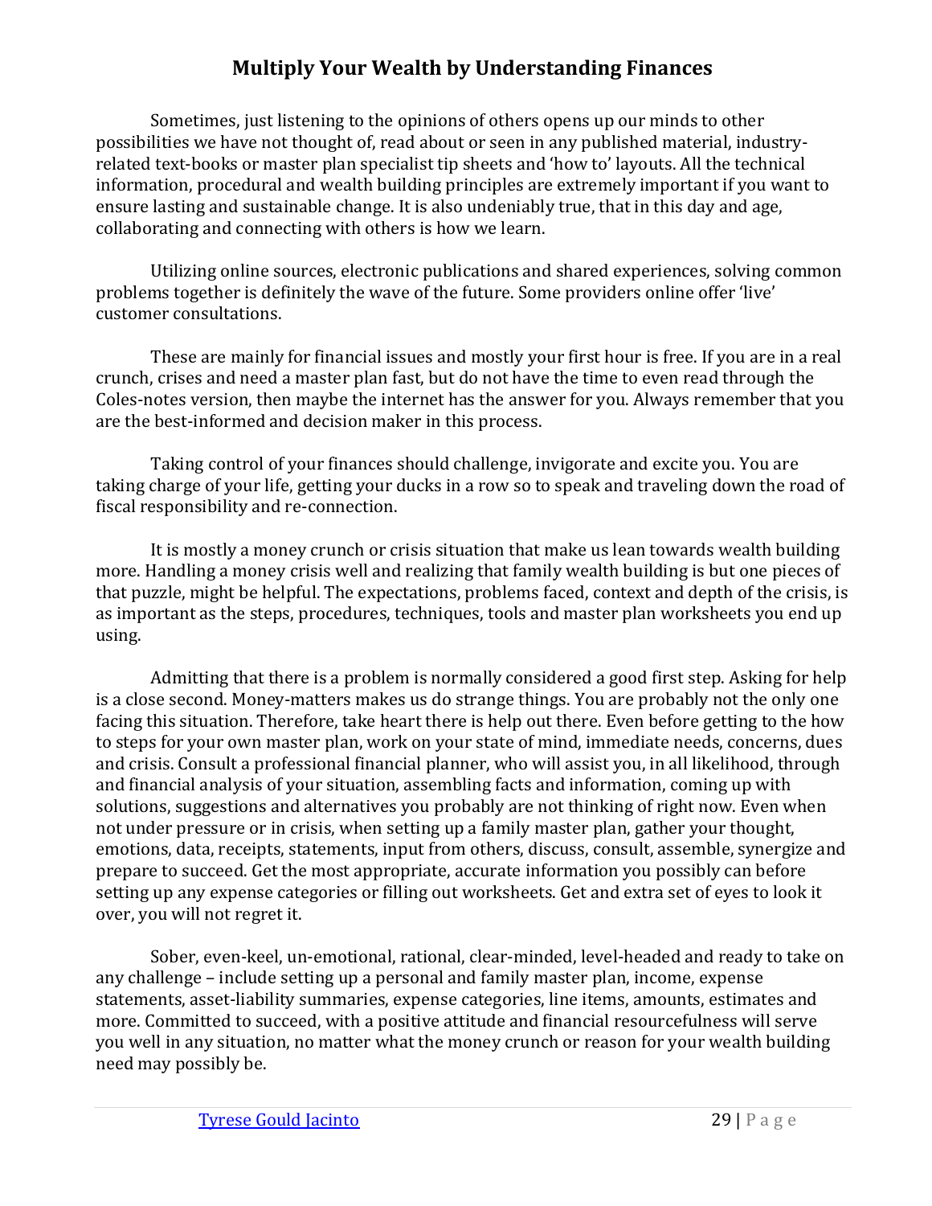# Multiply Your Wealth by Understanding Finances

Sometimes, just listening to the opinions of others opens up our minds to other possibilities we have not thought of, read about or seen in any published material, industry-related text-books or master plan specialist tip sheets and 'how to' layouts. All the technical information, procedural and wealth building principles are extremely important if you want to ensure lasting and sustainable change. It is also undeniably true, that in this day and age, collaborating and connecting with others is how we learn.

Utilizing online sources, electronic publications and shared experiences, solving common problems together is definitely the wave of the future. Some providers online offer 'live' customer consultations.

These are mainly for financial issues and mostly your first hour is free. If you are in a real crunch, crises and need a master plan fast, but do not have the time to even read through the Coles-notes version, then maybe the internet has the answer for you. Always remember that you are the best-informed and decision maker in this process.

Taking control of your finances should challenge, invigorate and excite you. You are taking charge of your life, getting your ducks in a row so to speak and traveling down the road of fiscal responsibility and re-connection.

It is mostly a money crunch or crisis situation that make us lean towards wealth building more. Handling a money crisis well and realizing that family wealth building is but one pieces of that puzzle, might be helpful. The expectations, problems faced, context and depth of the crisis, is as important as the steps, procedures, techniques, tools and master plan worksheets you end up using.

Admitting that there is a problem is normally considered a good first step. Asking for help is a close second. Money-matters makes us do strange things. You are probably not the only one facing this situation. Therefore, take heart there is help out there. Even before getting to the how to steps for your own master plan, work on your state of mind, immediate needs, concerns, dues and crisis. Consult a professional financial planner, who will assist you, in all likelihood, through and financial analysis of your situation, assembling facts and information, coming up with solutions, suggestions and alternatives you probably are not thinking of right now. Even when not under pressure or in crisis, when setting up a family master plan, gather your thought, emotions, data, receipts, statements, input from others, discuss, consult, assemble, synergize and prepare to succeed. Get the most appropriate, accurate information you possibly can before setting up any expense categories or filling out worksheets. Get and extra set of eyes to look it over, you will not regret it.

Sober, even-keel, un-emotional, rational, clear-minded, level-headed and ready to take on any challenge – include setting up a personal and family master plan, income, expense statements, asset-liability summaries, expense categories, line items, amounts, estimates and more. Committed to succeed, with a positive attitude and financial resourcefulness will serve you well in any situation, no matter what the money crunch or reason for your wealth building need may possibly be.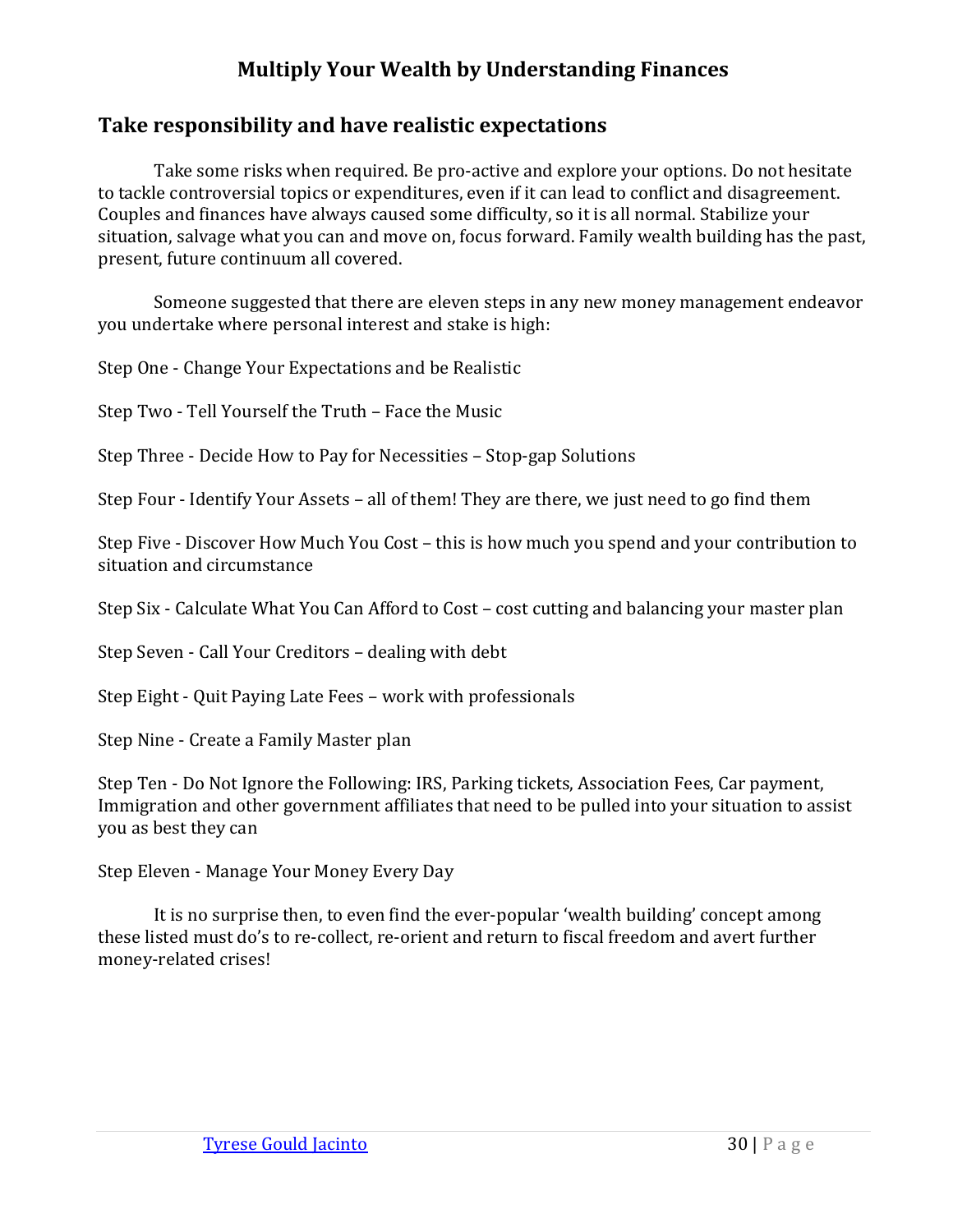## Take responsibility and have realistic expectations

Take some risks when required. Be pro-active and explore your options. Do not hesitate to tackle controversial topics or expenditures, even if it can lead to conflict and disagreement. Couples and finances have always caused some difficulty, so it is all normal. Stabilize your situation, salvage what you can and move on, focus forward. Family wealth building has the past, present, future continuum all covered.

Someone suggested that there are eleven steps in any new money management endeavor you undertake where personal interest and stake is high:

Step One - Change Your Expectations and be Realistic

Step Two - Tell Yourself the Truth – Face the Music

Step Three - Decide How to Pay for Necessities – Stop-gap Solutions

Step Four - Identify Your Assets – all of them! They are there, we just need to go find them

Step Five - Discover How Much You Cost – this is how much you spend and your contribution to situation and circumstance

Step Six - Calculate What You Can Afford to Cost – cost cutting and balancing your master plan

Step Seven - Call Your Creditors – dealing with debt

Step Eight - Quit Paying Late Fees – work with professionals

Step Nine - Create a Family Master plan

Step Ten - Do Not Ignore the Following: IRS, Parking tickets, Association Fees, Car payment, Immigration and other government affiliates that need to be pulled into your situation to assist you as best they can

Step Eleven - Manage Your Money Every Day

It is no surprise then, to even find the ever-popular 'wealth building' concept among these listed must do's to re-collect, re-orient and return to fiscal freedom and avert further money-related crises!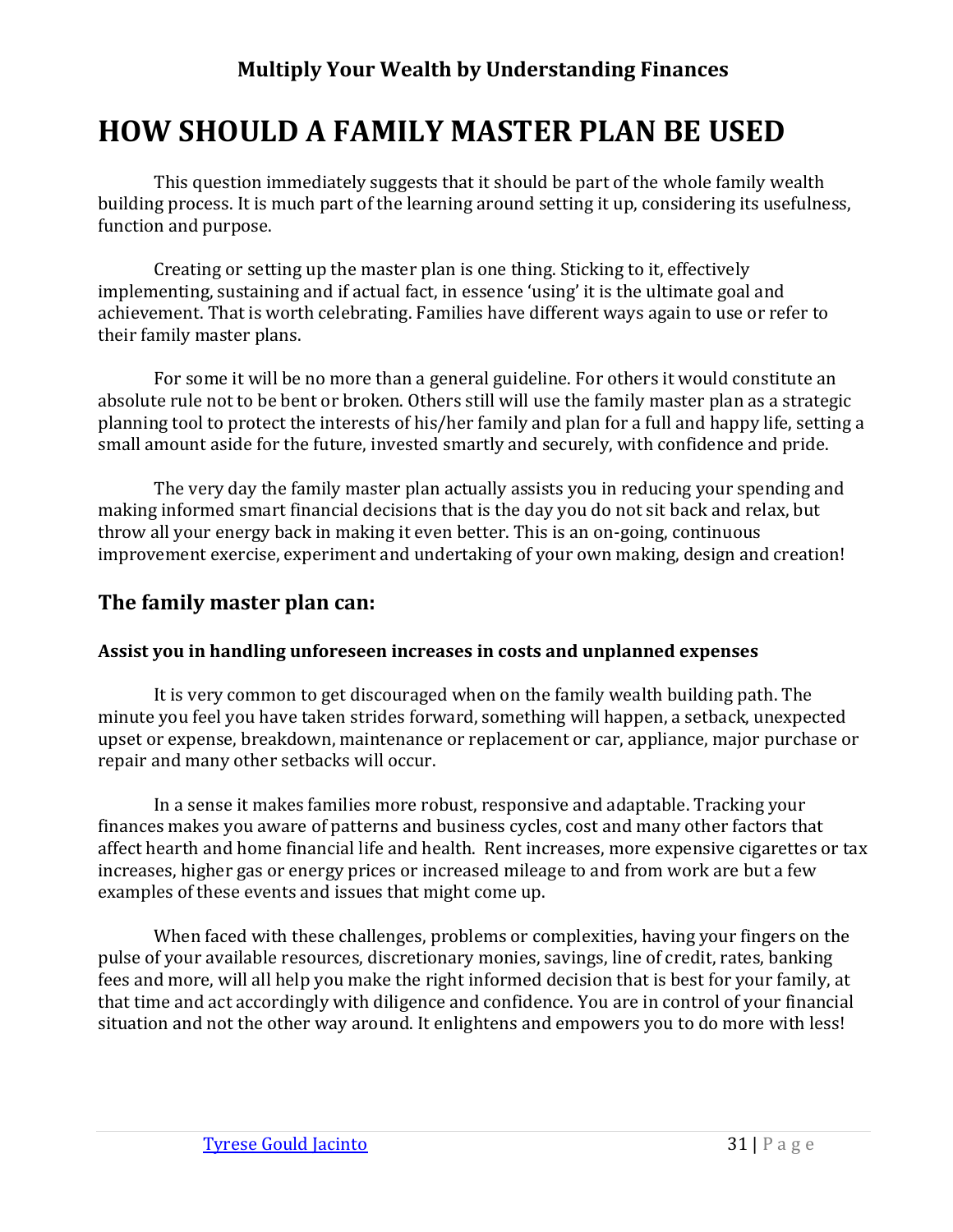# HOW SHOULD A FAMILY MASTER PLAN BE USED

This question immediately suggests that it should be part of the whole family wealth building process. It is much part of the learning around setting it up, considering its usefulness, function and purpose.

Creating or setting up the master plan is one thing. Sticking to it, effectively implementing, sustaining and if actual fact, in essence 'using' it is the ultimate goal and achievement. That is worth celebrating. Families have different ways again to use or refer to their family master plans.

For some it will be no more than a general guideline. For others it would constitute an absolute rule not to be bent or broken. Others still will use the family master plan as a strategic planning tool to protect the interests of his/her family and plan for a full and happy life, setting a small amount aside for the future, invested smartly and securely, with confidence and pride.

The very day the family master plan actually assists you in reducing your spending and making informed smart financial decisions that is the day you do not sit back and relax, but throw all your energy back in making it even better. This is an on-going, continuous improvement exercise, experiment and undertaking of your own making, design and creation!

## The family master plan can:

### Assist you in handling unforeseen increases in costs and unplanned expenses

It is very common to get discouraged when on the family wealth building path. The minute you feel you have taken strides forward, something will happen, a setback, unexpected upset or expense, breakdown, maintenance or replacement or car, appliance, major purchase or repair and many other setbacks will occur.

In a sense it makes families more robust, responsive and adaptable. Tracking your finances makes you aware of patterns and business cycles, cost and many other factors that affect hearth and home financial life and health. Rent increases, more expensive cigarettes or tax increases, higher gas or energy prices or increased mileage to and from work are but a few examples of these events and issues that might come up.

When faced with these challenges, problems or complexities, having your fingers on the pulse of your available resources, discretionary monies, savings, line of credit, rates, banking fees and more, will all help you make the right informed decision that is best for your family, at that time and act accordingly with diligence and confidence. You are in control of your financial situation and not the other way around. It enlightens and empowers you to do more with less!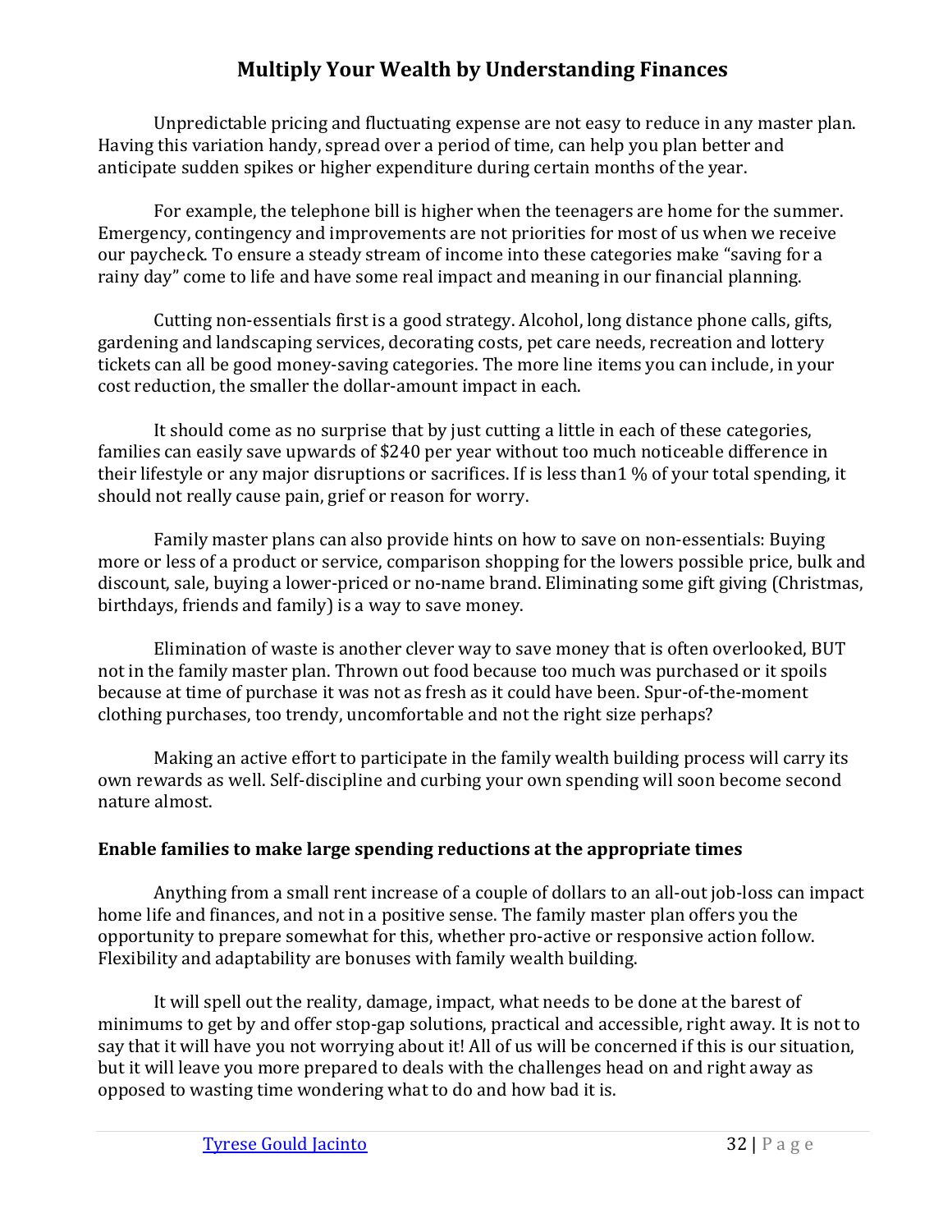Unpredictable pricing and fluctuating expense are not easy to reduce in any master plan. Having this variation handy, spread over a period of time, can help you plan better and anticipate sudden spikes or higher expenditure during certain months of the year.

For example, the telephone bill is higher when the teenagers are home for the summer. Emergency, contingency and improvements are not priorities for most of us when we receive our paycheck. To ensure a steady stream of income into these categories make "saving for a rainy day" come to life and have some real impact and meaning in our financial planning.

Cutting non-essentials first is a good strategy. Alcohol, long distance phone calls, gifts, gardening and landscaping services, decorating costs, pet care needs, recreation and lottery tickets can all be good money-saving categories. The more line items you can include, in your cost reduction, the smaller the dollar-amount impact in each.

It should come as no surprise that by just cutting a little in each of these categories, families can easily save upwards of $240 per year without too much noticeable difference in their lifestyle or any major disruptions or sacrifices. If is less than1 % of your total spending, it should not really cause pain, grief or reason for worry.

Family master plans can also provide hints on how to save on non-essentials: Buying more or less of a product or service, comparison shopping for the lowers possible price, bulk and discount, sale, buying a lower-priced or no-name brand. Eliminating some gift giving (Christmas, birthdays, friends and family) is a way to save money.

Elimination of waste is another clever way to save money that is often overlooked, BUT not in the family master plan. Thrown out food because too much was purchased or it spoils because at time of purchase it was not as fresh as it could have been. Spur-of-the-moment clothing purchases, too trendy, uncomfortable and not the right size perhaps?

Making an active effort to participate in the family wealth building process will carry its own rewards as well. Self-discipline and curbing your own spending will soon become second nature almost.

### Enable families to make large spending reductions at the appropriate times

Anything from a small rent increase of a couple of dollars to an all-out job-loss can impact home life and finances, and not in a positive sense. The family master plan offers you the opportunity to prepare somewhat for this, whether pro-active or responsive action follow. Flexibility and adaptability are bonuses with family wealth building.

It will spell out the reality, damage, impact, what needs to be done at the barest of minimums to get by and offer stop-gap solutions, practical and accessible, right away. It is not to say that it will have you not worrying about it! All of us will be concerned if this is our situation, but it will leave you more prepared to deals with the challenges head on and right away as opposed to wasting time wondering what to do and how bad it is.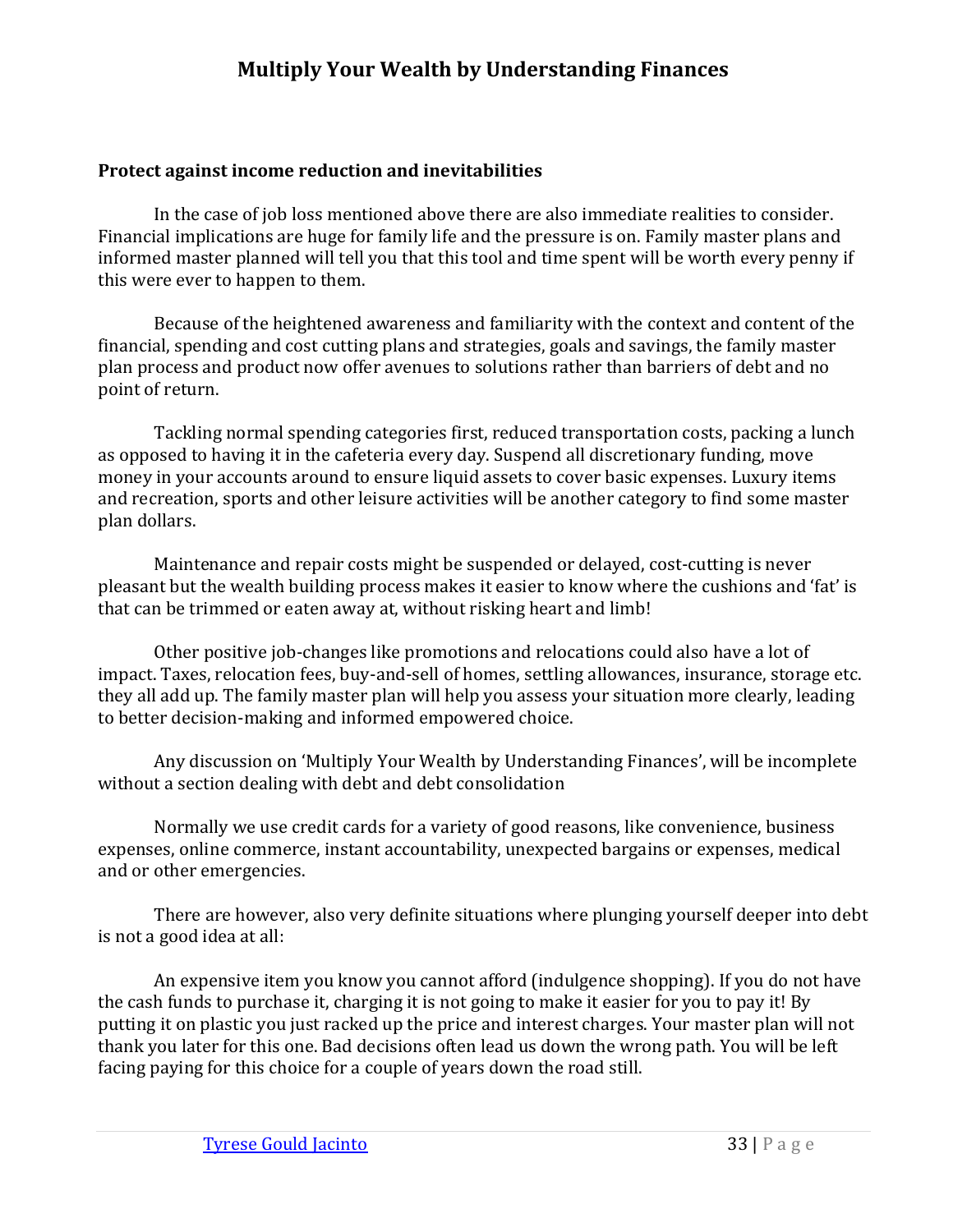### Protect against income reduction and inevitabilities

In the case of job loss mentioned above there are also immediate realities to consider. Financial implications are huge for family life and the pressure is on. Family master plans and informed master planned will tell you that this tool and time spent will be worth every penny if this were ever to happen to them.

Because of the heightened awareness and familiarity with the context and content of the financial, spending and cost cutting plans and strategies, goals and savings, the family master plan process and product now offer avenues to solutions rather than barriers of debt and no point of return.

Tackling normal spending categories first, reduced transportation costs, packing a lunch as opposed to having it in the cafeteria every day. Suspend all discretionary funding, move money in your accounts around to ensure liquid assets to cover basic expenses. Luxury items and recreation, sports and other leisure activities will be another category to find some master plan dollars.

Maintenance and repair costs might be suspended or delayed, cost-cutting is never pleasant but the wealth building process makes it easier to know where the cushions and 'fat' is that can be trimmed or eaten away at, without risking heart and limb!

Other positive job-changes like promotions and relocations could also have a lot of impact. Taxes, relocation fees, buy-and-sell of homes, settling allowances, insurance, storage etc. they all add up. The family master plan will help you assess your situation more clearly, leading to better decision-making and informed empowered choice.

Any discussion on 'Multiply Your Wealth by Understanding Finances', will be incomplete without a section dealing with debt and debt consolidation

Normally we use credit cards for a variety of good reasons, like convenience, business expenses, online commerce, instant accountability, unexpected bargains or expenses, medical and or other emergencies.

There are however, also very definite situations where plunging yourself deeper into debt is not a good idea at all:

An expensive item you know you cannot afford (indulgence shopping). If you do not have the cash funds to purchase it, charging it is not going to make it easier for you to pay it! By putting it on plastic you just racked up the price and interest charges. Your master plan will not thank you later for this one. Bad decisions often lead us down the wrong path. You will be left facing paying for this choice for a couple of years down the road still.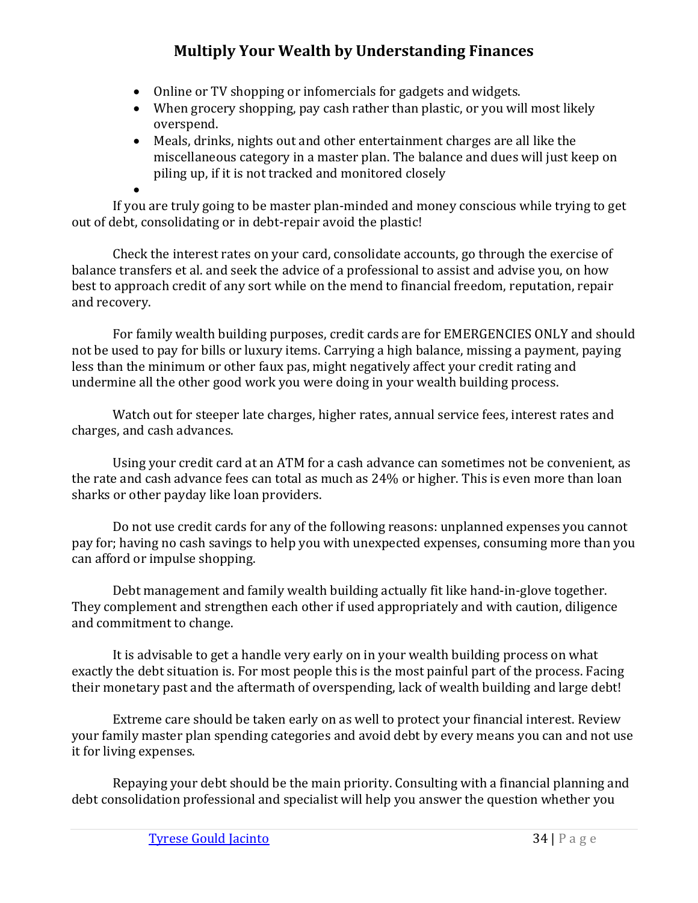- Online or TV shopping or infomercials for gadgets and widgets.
- When grocery shopping, pay cash rather than plastic, or you will most likely overspend.
- Meals, drinks, nights out and other entertainment charges are all like the miscellaneous category in a master plan. The balance and dues will just keep on piling up, if it is not tracked and monitored closely
-

If you are truly going to be master plan-minded and money conscious while trying to get out of debt, consolidating or in debt-repair avoid the plastic!

Check the interest rates on your card, consolidate accounts, go through the exercise of balance transfers et al. and seek the advice of a professional to assist and advise you, on how best to approach credit of any sort while on the mend to financial freedom, reputation, repair and recovery.

For family wealth building purposes, credit cards are for EMERGENCIES ONLY and should not be used to pay for bills or luxury items. Carrying a high balance, missing a payment, paying less than the minimum or other faux pas, might negatively affect your credit rating and undermine all the other good work you were doing in your wealth building process.

Watch out for steeper late charges, higher rates, annual service fees, interest rates and charges, and cash advances.

Using your credit card at an ATM for a cash advance can sometimes not be convenient, as the rate and cash advance fees can total as much as 24% or higher. This is even more than loan sharks or other payday like loan providers.

Do not use credit cards for any of the following reasons: unplanned expenses you cannot pay for; having no cash savings to help you with unexpected expenses, consuming more than you can afford or impulse shopping.

Debt management and family wealth building actually fit like hand-in-glove together. They complement and strengthen each other if used appropriately and with caution, diligence and commitment to change.

It is advisable to get a handle very early on in your wealth building process on what exactly the debt situation is. For most people this is the most painful part of the process. Facing their monetary past and the aftermath of overspending, lack of wealth building and large debt!

Extreme care should be taken early on as well to protect your financial interest. Review your family master plan spending categories and avoid debt by every means you can and not use it for living expenses.

Repaying your debt should be the main priority. Consulting with a financial planning and debt consolidation professional and specialist will help you answer the question whether you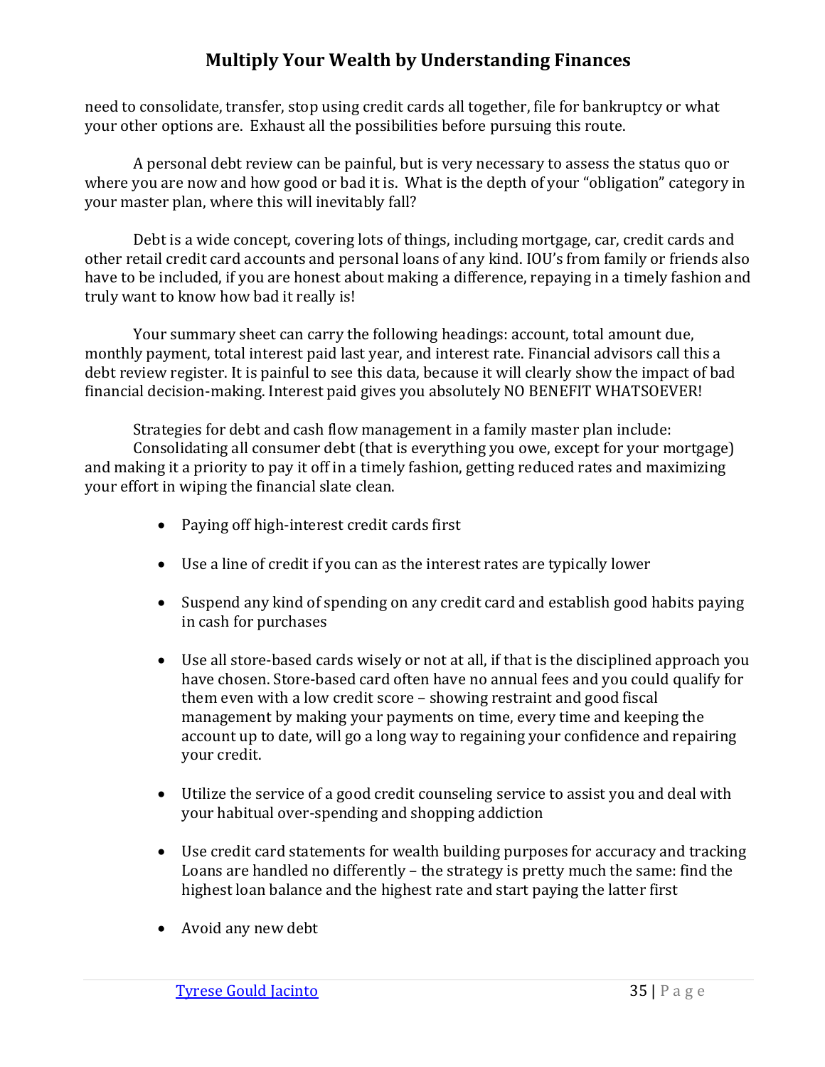need to consolidate, transfer, stop using credit cards all together, file for bankruptcy or what your other options are. Exhaust all the possibilities before pursuing this route.

A personal debt review can be painful, but is very necessary to assess the status quo or where you are now and how good or bad it is. What is the depth of your "obligation" category in your master plan, where this will inevitably fall?

Debt is a wide concept, covering lots of things, including mortgage, car, credit cards and other retail credit card accounts and personal loans of any kind. IOU's from family or friends also have to be included, if you are honest about making a difference, repaying in a timely fashion and truly want to know how bad it really is!

Your summary sheet can carry the following headings: account, total amount due, monthly payment, total interest paid last year, and interest rate. Financial advisors call this a debt review register. It is painful to see this data, because it will clearly show the impact of bad financial decision-making. Interest paid gives you absolutely NO BENEFIT WHATSOEVER!

Strategies for debt and cash flow management in a family master plan include:
Consolidating all consumer debt (that is everything you owe, except for your mortgage) and making it a priority to pay it off in a timely fashion, getting reduced rates and maximizing your effort in wiping the financial slate clean.

- Paying off high-interest credit cards first

- Use a line of credit if you can as the interest rates are typically lower

- Suspend any kind of spending on any credit card and establish good habits paying in cash for purchases

- Use all store-based cards wisely or not at all, if that is the disciplined approach you have chosen. Store-based card often have no annual fees and you could qualify for them even with a low credit score – showing restraint and good fiscal management by making your payments on time, every time and keeping the account up to date, will go a long way to regaining your confidence and repairing your credit.

- Utilize the service of a good credit counseling service to assist you and deal with your habitual over-spending and shopping addiction

- Use credit card statements for wealth building purposes for accuracy and tracking Loans are handled no differently – the strategy is pretty much the same: find the highest loan balance and the highest rate and start paying the latter first

- Avoid any new debt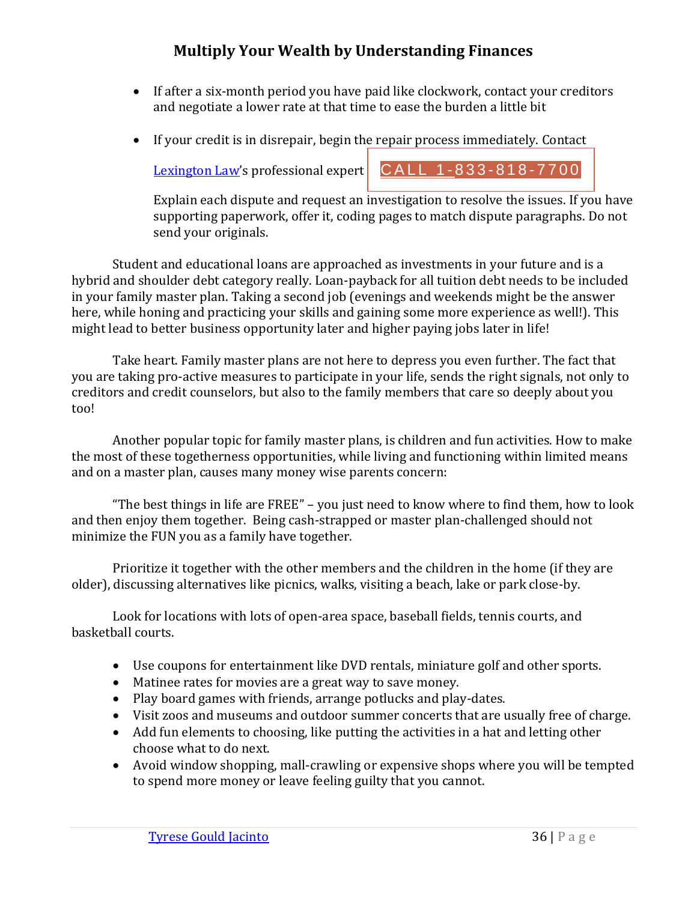- If after a six-month period you have paid like clockwork, contact your creditors and negotiate a lower rate at that time to ease the burden a little bit

- If your credit is in disrepair, begin the repair process immediately. Contact

  Lexington Law's professional expert CALL 1-833-818-7700

  Explain each dispute and request an investigation to resolve the issues. If you have supporting paperwork, offer it, coding pages to match dispute paragraphs. Do not send your originals.

Student and educational loans are approached as investments in your future and is a hybrid and shoulder debt category really. Loan-payback for all tuition debt needs to be included in your family master plan. Taking a second job (evenings and weekends might be the answer here, while honing and practicing your skills and gaining some more experience as well!). This might lead to better business opportunity later and higher paying jobs later in life!

Take heart. Family master plans are not here to depress you even further. The fact that you are taking pro-active measures to participate in your life, sends the right signals, not only to creditors and credit counselors, but also to the family members that care so deeply about you too!

Another popular topic for family master plans, is children and fun activities. How to make the most of these togetherness opportunities, while living and functioning within limited means and on a master plan, causes many money wise parents concern:

"The best things in life are FREE" – you just need to know where to find them, how to look and then enjoy them together. Being cash-strapped or master plan-challenged should not minimize the FUN you as a family have together.

Prioritize it together with the other members and the children in the home (if they are older), discussing alternatives like picnics, walks, visiting a beach, lake or park close-by.

Look for locations with lots of open-area space, baseball fields, tennis courts, and basketball courts.

- Use coupons for entertainment like DVD rentals, miniature golf and other sports.
- Matinee rates for movies are a great way to save money.
- Play board games with friends, arrange potlucks and play-dates.
- Visit zoos and museums and outdoor summer concerts that are usually free of charge.
- Add fun elements to choosing, like putting the activities in a hat and letting other choose what to do next.
- Avoid window shopping, mall-crawling or expensive shops where you will be tempted to spend more money or leave feeling guilty that you cannot.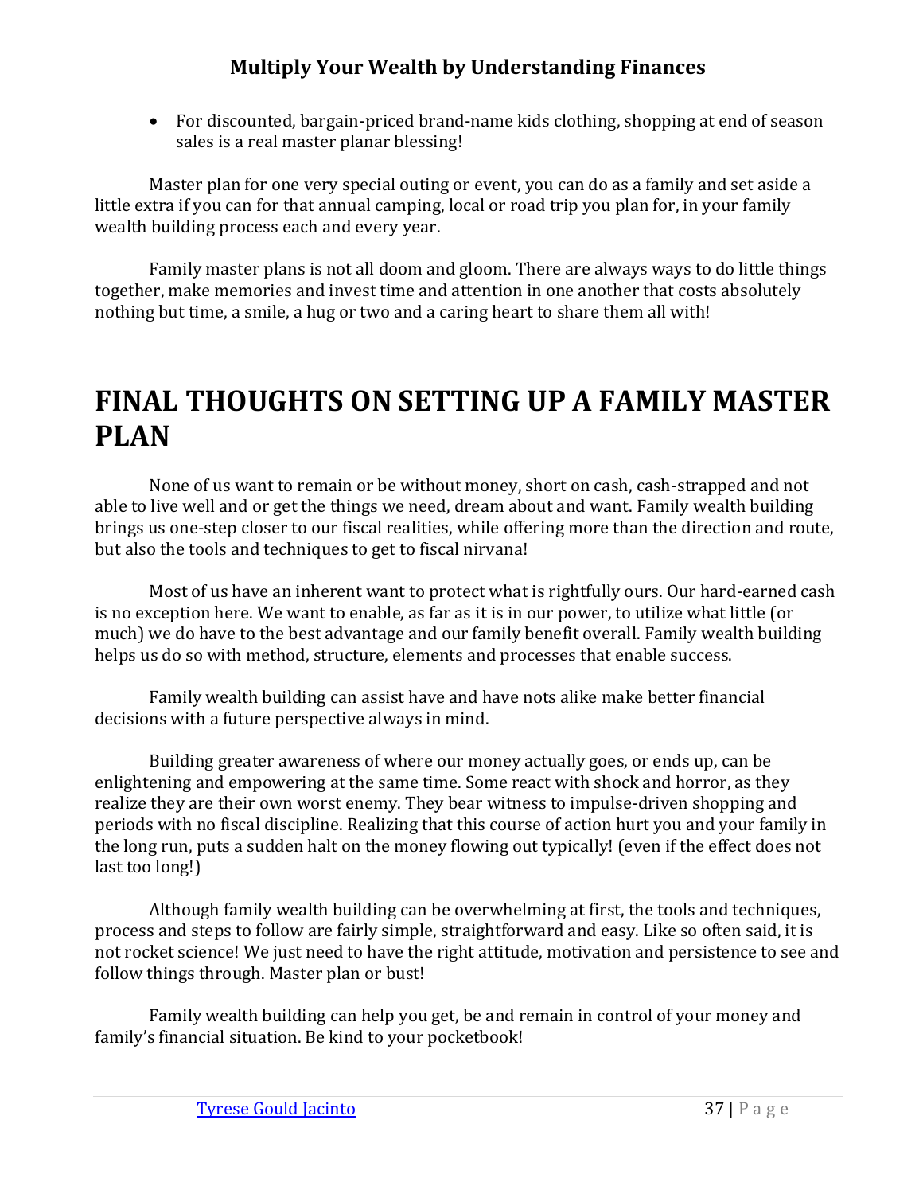- For discounted, bargain-priced brand-name kids clothing, shopping at end of season sales is a real master planar blessing!

Master plan for one very special outing or event, you can do as a family and set aside a little extra if you can for that annual camping, local or road trip you plan for, in your family wealth building process each and every year.

Family master plans is not all doom and gloom. There are always ways to do little things together, make memories and invest time and attention in one another that costs absolutely nothing but time, a smile, a hug or two and a caring heart to share them all with!

# FINAL THOUGHTS ON SETTING UP A FAMILY MASTER PLAN

None of us want to remain or be without money, short on cash, cash-strapped and not able to live well and or get the things we need, dream about and want. Family wealth building brings us one-step closer to our fiscal realities, while offering more than the direction and route, but also the tools and techniques to get to fiscal nirvana!

Most of us have an inherent want to protect what is rightfully ours. Our hard-earned cash is no exception here. We want to enable, as far as it is in our power, to utilize what little (or much) we do have to the best advantage and our family benefit overall. Family wealth building helps us do so with method, structure, elements and processes that enable success.

Family wealth building can assist have and have nots alike make better financial decisions with a future perspective always in mind.

Building greater awareness of where our money actually goes, or ends up, can be enlightening and empowering at the same time. Some react with shock and horror, as they realize they are their own worst enemy. They bear witness to impulse-driven shopping and periods with no fiscal discipline. Realizing that this course of action hurt you and your family in the long run, puts a sudden halt on the money flowing out typically! (even if the effect does not last too long!)

Although family wealth building can be overwhelming at first, the tools and techniques, process and steps to follow are fairly simple, straightforward and easy. Like so often said, it is not rocket science! We just need to have the right attitude, motivation and persistence to see and follow things through. Master plan or bust!

Family wealth building can help you get, be and remain in control of your money and family's financial situation. Be kind to your pocketbook!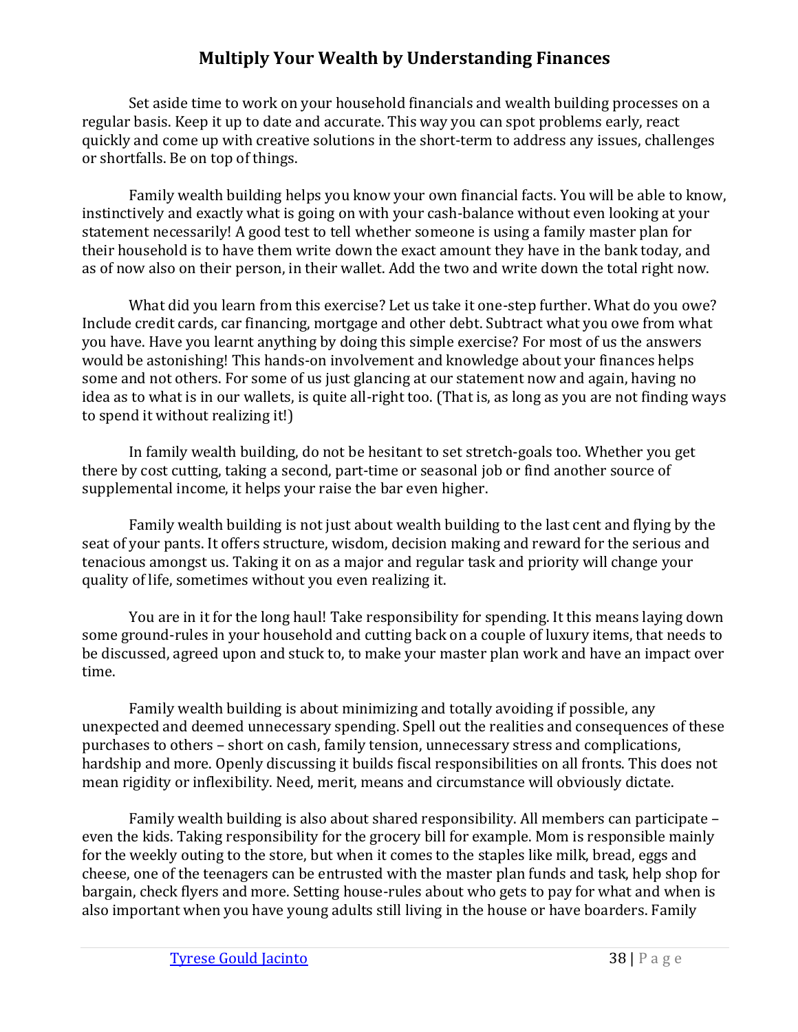# Multiply Your Wealth by Understanding Finances

Set aside time to work on your household financials and wealth building processes on a regular basis. Keep it up to date and accurate. This way you can spot problems early, react quickly and come up with creative solutions in the short-term to address any issues, challenges or shortfalls. Be on top of things.

Family wealth building helps you know your own financial facts. You will be able to know, instinctively and exactly what is going on with your cash-balance without even looking at your statement necessarily! A good test to tell whether someone is using a family master plan for their household is to have them write down the exact amount they have in the bank today, and as of now also on their person, in their wallet. Add the two and write down the total right now.

What did you learn from this exercise? Let us take it one-step further. What do you owe? Include credit cards, car financing, mortgage and other debt. Subtract what you owe from what you have. Have you learnt anything by doing this simple exercise? For most of us the answers would be astonishing! This hands-on involvement and knowledge about your finances helps some and not others. For some of us just glancing at our statement now and again, having no idea as to what is in our wallets, is quite all-right too. (That is, as long as you are not finding ways to spend it without realizing it!)

In family wealth building, do not be hesitant to set stretch-goals too. Whether you get there by cost cutting, taking a second, part-time or seasonal job or find another source of supplemental income, it helps your raise the bar even higher.

Family wealth building is not just about wealth building to the last cent and flying by the seat of your pants. It offers structure, wisdom, decision making and reward for the serious and tenacious amongst us. Taking it on as a major and regular task and priority will change your quality of life, sometimes without you even realizing it.

You are in it for the long haul! Take responsibility for spending. It this means laying down some ground-rules in your household and cutting back on a couple of luxury items, that needs to be discussed, agreed upon and stuck to, to make your master plan work and have an impact over time.

Family wealth building is about minimizing and totally avoiding if possible, any unexpected and deemed unnecessary spending. Spell out the realities and consequences of these purchases to others – short on cash, family tension, unnecessary stress and complications, hardship and more. Openly discussing it builds fiscal responsibilities on all fronts. This does not mean rigidity or inflexibility. Need, merit, means and circumstance will obviously dictate.

Family wealth building is also about shared responsibility. All members can participate – even the kids. Taking responsibility for the grocery bill for example. Mom is responsible mainly for the weekly outing to the store, but when it comes to the staples like milk, bread, eggs and cheese, one of the teenagers can be entrusted with the master plan funds and task, help shop for bargain, check flyers and more. Setting house-rules about who gets to pay for what and when is also important when you have young adults still living in the house or have boarders. Family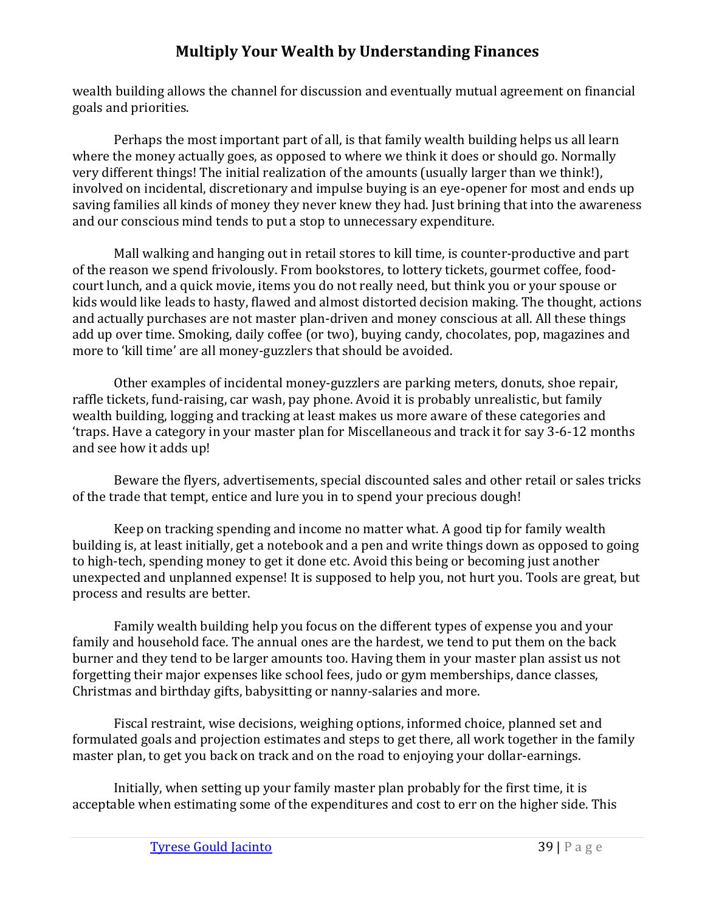wealth building allows the channel for discussion and eventually mutual agreement on financial goals and priorities.

Perhaps the most important part of all, is that family wealth building helps us all learn where the money actually goes, as opposed to where we think it does or should go. Normally very different things! The initial realization of the amounts (usually larger than we think!), involved on incidental, discretionary and impulse buying is an eye-opener for most and ends up saving families all kinds of money they never knew they had. Just brining that into the awareness and our conscious mind tends to put a stop to unnecessary expenditure.

Mall walking and hanging out in retail stores to kill time, is counter-productive and part of the reason we spend frivolously. From bookstores, to lottery tickets, gourmet coffee, food-court lunch, and a quick movie, items you do not really need, but think you or your spouse or kids would like leads to hasty, flawed and almost distorted decision making. The thought, actions and actually purchases are not master plan-driven and money conscious at all. All these things add up over time. Smoking, daily coffee (or two), buying candy, chocolates, pop, magazines and more to 'kill time' are all money-guzzlers that should be avoided.

Other examples of incidental money-guzzlers are parking meters, donuts, shoe repair, raffle tickets, fund-raising, car wash, pay phone. Avoid it is probably unrealistic, but family wealth building, logging and tracking at least makes us more aware of these categories and 'traps. Have a category in your master plan for Miscellaneous and track it for say 3-6-12 months and see how it adds up!

Beware the flyers, advertisements, special discounted sales and other retail or sales tricks of the trade that tempt, entice and lure you in to spend your precious dough!

Keep on tracking spending and income no matter what. A good tip for family wealth building is, at least initially, get a notebook and a pen and write things down as opposed to going to high-tech, spending money to get it done etc. Avoid this being or becoming just another unexpected and unplanned expense! It is supposed to help you, not hurt you. Tools are great, but process and results are better.

Family wealth building help you focus on the different types of expense you and your family and household face. The annual ones are the hardest, we tend to put them on the back burner and they tend to be larger amounts too. Having them in your master plan assist us not forgetting their major expenses like school fees, judo or gym memberships, dance classes, Christmas and birthday gifts, babysitting or nanny-salaries and more.

Fiscal restraint, wise decisions, weighing options, informed choice, planned set and formulated goals and projection estimates and steps to get there, all work together in the family master plan, to get you back on track and on the road to enjoying your dollar-earnings.

Initially, when setting up your family master plan probably for the first time, it is acceptable when estimating some of the expenditures and cost to err on the higher side. This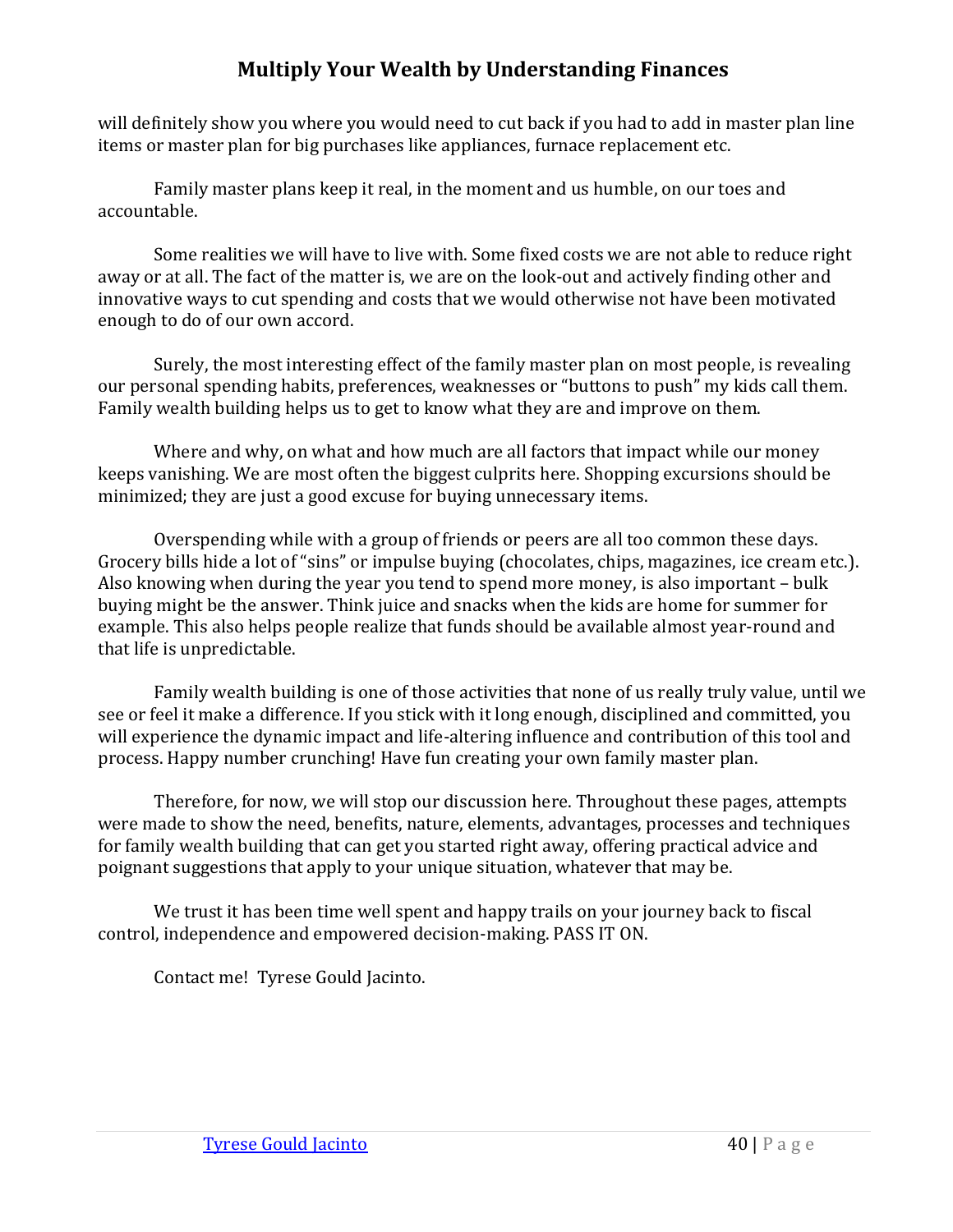will definitely show you where you would need to cut back if you had to add in master plan line items or master plan for big purchases like appliances, furnace replacement etc.

Family master plans keep it real, in the moment and us humble, on our toes and accountable.

Some realities we will have to live with. Some fixed costs we are not able to reduce right away or at all. The fact of the matter is, we are on the look-out and actively finding other and innovative ways to cut spending and costs that we would otherwise not have been motivated enough to do of our own accord.

Surely, the most interesting effect of the family master plan on most people, is revealing our personal spending habits, preferences, weaknesses or "buttons to push" my kids call them. Family wealth building helps us to get to know what they are and improve on them.

Where and why, on what and how much are all factors that impact while our money keeps vanishing. We are most often the biggest culprits here. Shopping excursions should be minimized; they are just a good excuse for buying unnecessary items.

Overspending while with a group of friends or peers are all too common these days. Grocery bills hide a lot of "sins" or impulse buying (chocolates, chips, magazines, ice cream etc.). Also knowing when during the year you tend to spend more money, is also important – bulk buying might be the answer. Think juice and snacks when the kids are home for summer for example. This also helps people realize that funds should be available almost year-round and that life is unpredictable.

Family wealth building is one of those activities that none of us really truly value, until we see or feel it make a difference. If you stick with it long enough, disciplined and committed, you will experience the dynamic impact and life-altering influence and contribution of this tool and process. Happy number crunching! Have fun creating your own family master plan.

Therefore, for now, we will stop our discussion here. Throughout these pages, attempts were made to show the need, benefits, nature, elements, advantages, processes and techniques for family wealth building that can get you started right away, offering practical advice and poignant suggestions that apply to your unique situation, whatever that may be.

We trust it has been time well spent and happy trails on your journey back to fiscal control, independence and empowered decision-making. PASS IT ON.

Contact me! Tyrese Gould Jacinto.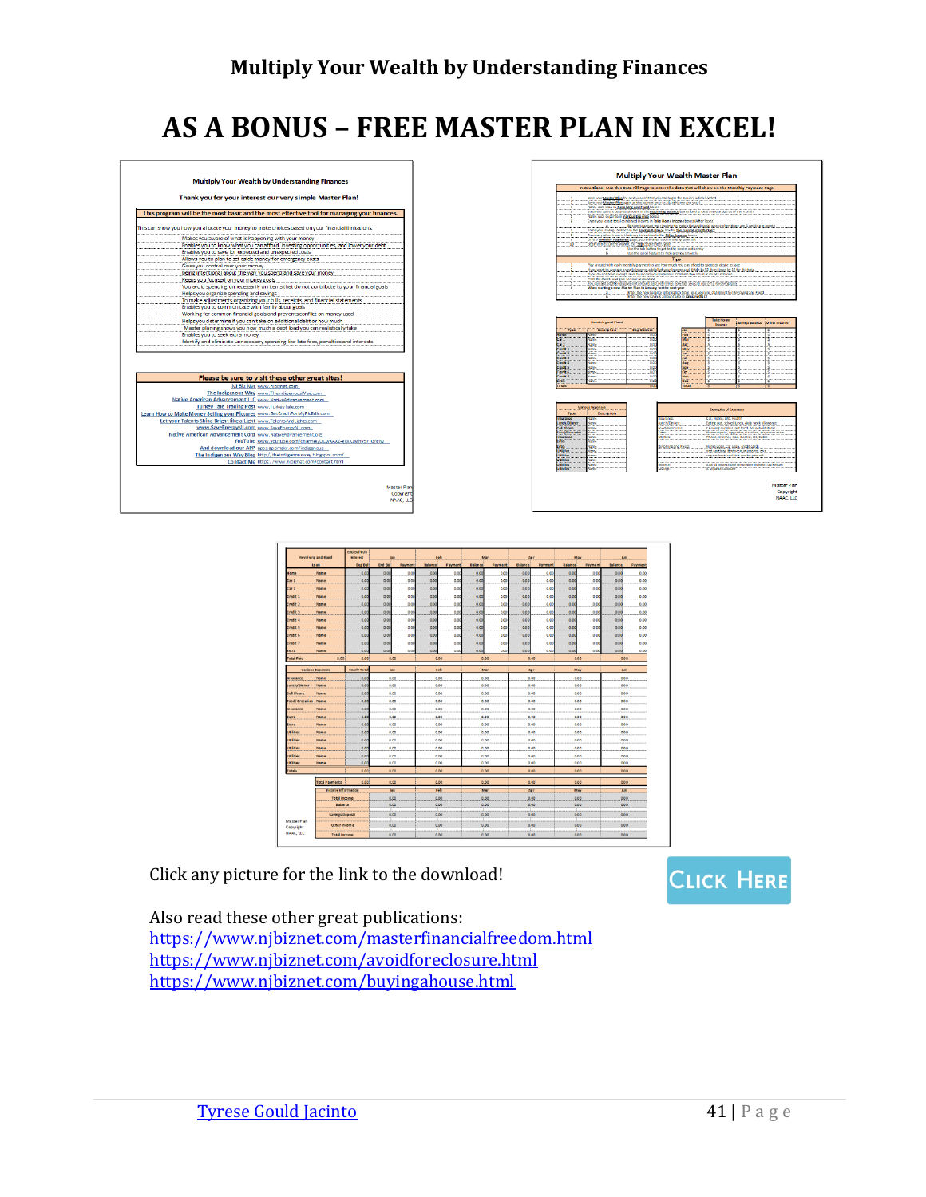# AS A BONUS – FREE MASTER PLAN IN EXCEL!

Click any picture for the link to the download!

CLICK HERE

Also read these other great publications:
https://www.njbiznet.com/masterfinancialfreedom.html
https://www.njbiznet.com/avoidforeclosure.html
https://www.njbiznet.com/buyingahouse.html